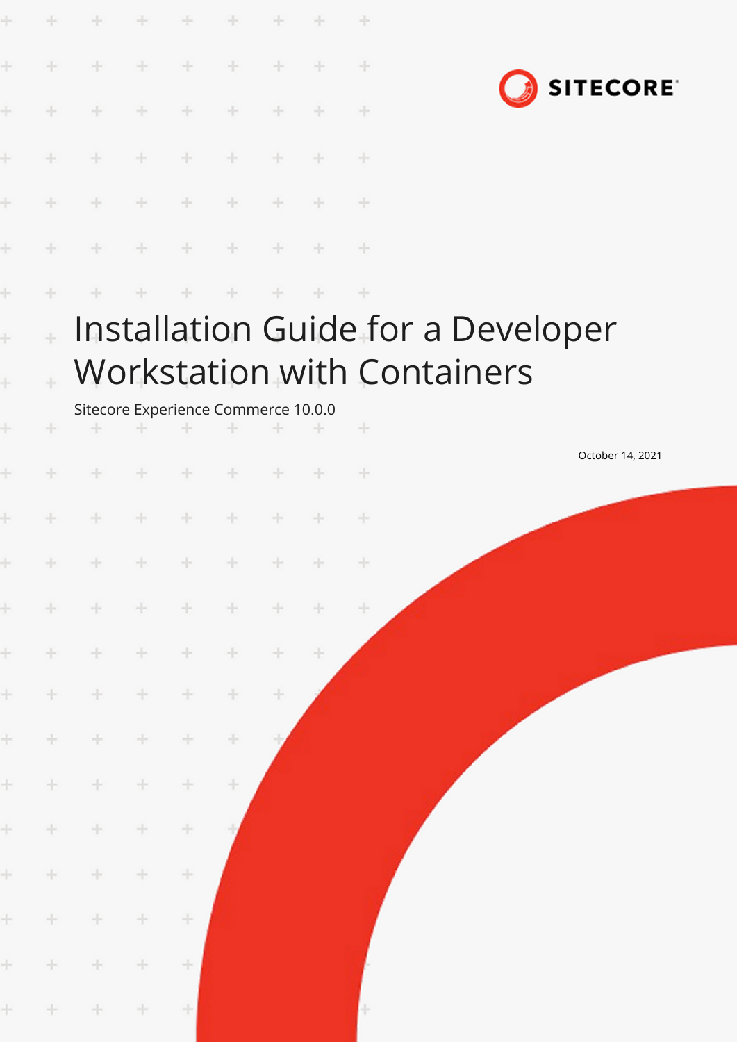SITECORE

# Installation Guide for a Developer Workstation with Containers

Sitecore Experience Commerce 10.0.0

October 14, 2021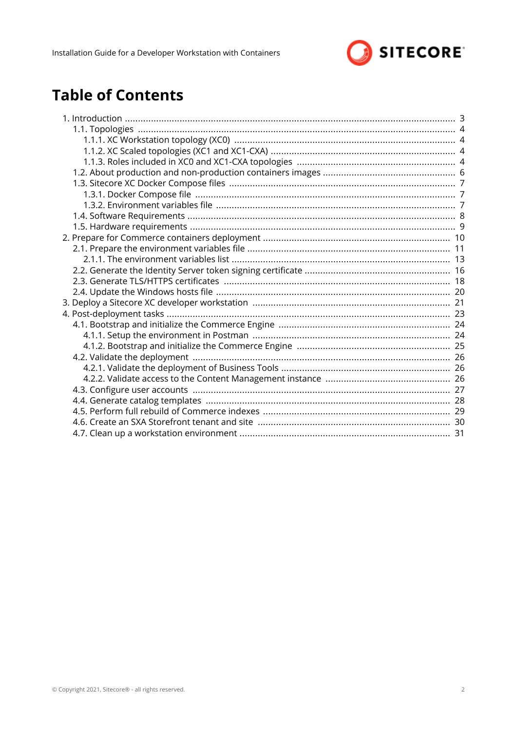# Table of Contents

- 1. Introduction ... 3
  - 1.1. Topologies ... 4
    - 1.1.1. XC Workstation topology (XC0) ... 4
    - 1.1.2. XC Scaled topologies (XC1 and XC1-CXA) ... 4
    - 1.1.3. Roles included in XC0 and XC1-CXA topologies ... 4
  - 1.2. About production and non-production containers images ... 6
  - 1.3. Sitecore XC Docker Compose files ... 7
    - 1.3.1. Docker Compose file ... 7
    - 1.3.2. Environment variables file ... 7
  - 1.4. Software Requirements ... 8
  - 1.5. Hardware requirements ... 9
- 2. Prepare for Commerce containers deployment ... 10
  - 2.1. Prepare the environment variables file ... 11
    - 2.1.1. The environment variables list ... 13
  - 2.2. Generate the Identity Server token signing certificate ... 16
  - 2.3. Generate TLS/HTTPS certificates ... 18
  - 2.4. Update the Windows hosts file ... 20
- 3. Deploy a Sitecore XC developer workstation ... 21
- 4. Post-deployment tasks ... 23
  - 4.1. Bootstrap and initialize the Commerce Engine ... 24
    - 4.1.1. Setup the environment in Postman ... 24
    - 4.1.2. Bootstrap and initialize the Commerce Engine ... 25
  - 4.2. Validate the deployment ... 26
    - 4.2.1. Validate the deployment of Business Tools ... 26
    - 4.2.2. Validate access to the Content Management instance ... 26
  - 4.3. Configure user accounts ... 27
  - 4.4. Generate catalog templates ... 28
  - 4.5. Perform full rebuild of Commerce indexes ... 29
  - 4.6. Create an SXA Storefront tenant and site ... 30
  - 4.7. Clean up a workstation environment ... 31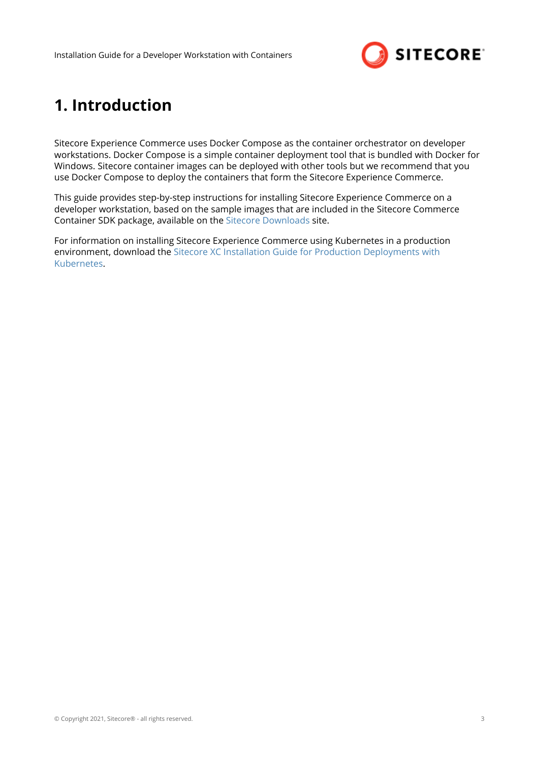# 1. Introduction

Sitecore Experience Commerce uses Docker Compose as the container orchestrator on developer workstations. Docker Compose is a simple container deployment tool that is bundled with Docker for Windows. Sitecore container images can be deployed with other tools but we recommend that you use Docker Compose to deploy the containers that form the Sitecore Experience Commerce.

This guide provides step-by-step instructions for installing Sitecore Experience Commerce on a developer workstation, based on the sample images that are included in the Sitecore Commerce Container SDK package, available on the Sitecore Downloads site.

For information on installing Sitecore Experience Commerce using Kubernetes in a production environment, download the Sitecore XC Installation Guide for Production Deployments with Kubernetes.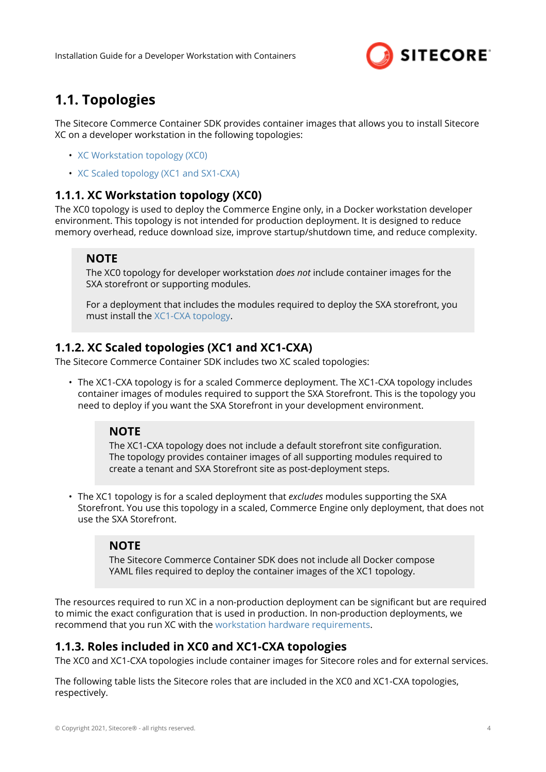# 1.1. Topologies

The Sitecore Commerce Container SDK provides container images that allows you to install Sitecore XC on a developer workstation in the following topologies:

- XC Workstation topology (XC0)
- XC Scaled topology (XC1 and SX1-CXA)

## 1.1.1. XC Workstation topology (XC0)

The XC0 topology is used to deploy the Commerce Engine only, in a Docker workstation developer environment. This topology is not intended for production deployment. It is designed to reduce memory overhead, reduce download size, improve startup/shutdown time, and reduce complexity.

> **NOTE**
>
> The XC0 topology for developer workstation *does not* include container images for the SXA storefront or supporting modules.
>
> For a deployment that includes the modules required to deploy the SXA storefront, you must install the XC1-CXA topology.

## 1.1.2. XC Scaled topologies (XC1 and XC1-CXA)

The Sitecore Commerce Container SDK includes two XC scaled topologies:

- The XC1-CXA topology is for a scaled Commerce deployment. The XC1-CXA topology includes container images of modules required to support the SXA Storefront. This is the topology you need to deploy if you want the SXA Storefront in your development environment.

  > **NOTE**
  >
  > The XC1-CXA topology does not include a default storefront site configuration. The topology provides container images of all supporting modules required to create a tenant and SXA Storefront site as post-deployment steps.

- The XC1 topology is for a scaled deployment that *excludes* modules supporting the SXA Storefront. You use this topology in a scaled, Commerce Engine only deployment, that does not use the SXA Storefront.

  > **NOTE**
  >
  > The Sitecore Commerce Container SDK does not include all Docker compose YAML files required to deploy the container images of the XC1 topology.

The resources required to run XC in a non-production deployment can be significant but are required to mimic the exact configuration that is used in production. In non-production deployments, we recommend that you run XC with the workstation hardware requirements.

## 1.1.3. Roles included in XC0 and XC1-CXA topologies

The XC0 and XC1-CXA topologies include container images for Sitecore roles and for external services.

The following table lists the Sitecore roles that are included in the XC0 and XC1-CXA topologies, respectively.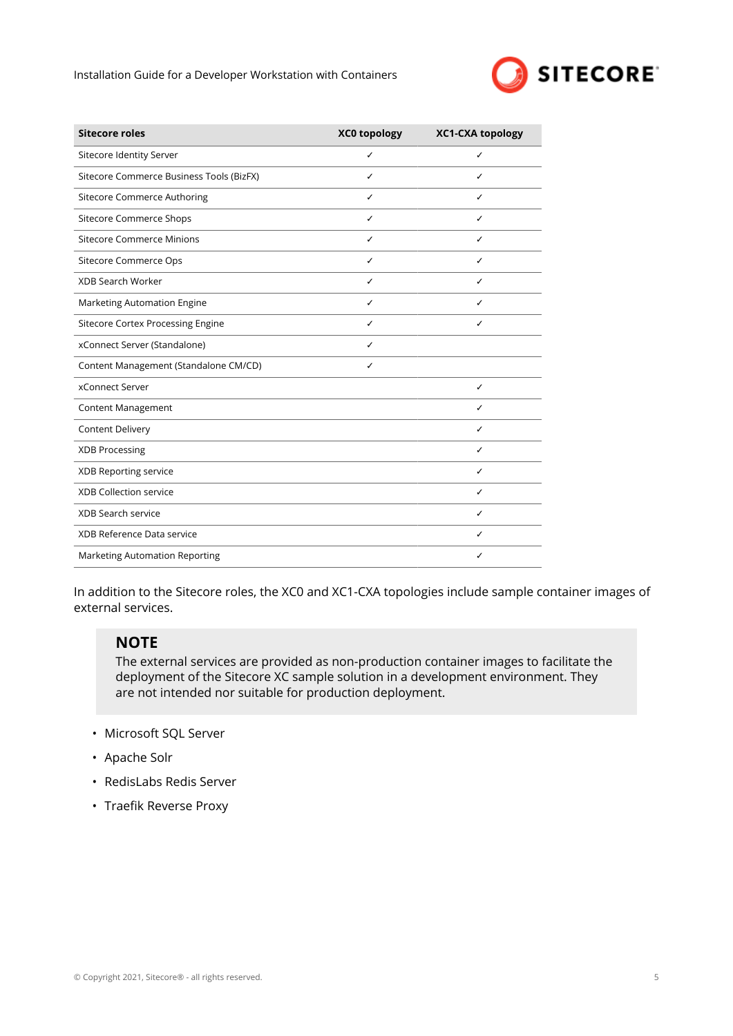| Sitecore roles | XC0 topology | XC1-CXA topology |
|---|---|---|
| Sitecore Identity Server | ✓ | ✓ |
| Sitecore Commerce Business Tools (BizFX) | ✓ | ✓ |
| Sitecore Commerce Authoring | ✓ | ✓ |
| Sitecore Commerce Shops | ✓ | ✓ |
| Sitecore Commerce Minions | ✓ | ✓ |
| Sitecore Commerce Ops | ✓ | ✓ |
| XDB Search Worker | ✓ | ✓ |
| Marketing Automation Engine | ✓ | ✓ |
| Sitecore Cortex Processing Engine | ✓ | ✓ |
| xConnect Server (Standalone) | ✓ | |
| Content Management (Standalone CM/CD) | ✓ | |
| xConnect Server | | ✓ |
| Content Management | | ✓ |
| Content Delivery | | ✓ |
| XDB Processing | | ✓ |
| XDB Reporting service | | ✓ |
| XDB Collection service | | ✓ |
| XDB Search service | | ✓ |
| XDB Reference Data service | | ✓ |
| Marketing Automation Reporting | | ✓ |

In addition to the Sitecore roles, the XC0 and XC1-CXA topologies include sample container images of external services.

> **NOTE**
> The external services are provided as non-production container images to facilitate the deployment of the Sitecore XC sample solution in a development environment. They are not intended nor suitable for production deployment.

- Microsoft SQL Server
- Apache Solr
- RedisLabs Redis Server
- Traefik Reverse Proxy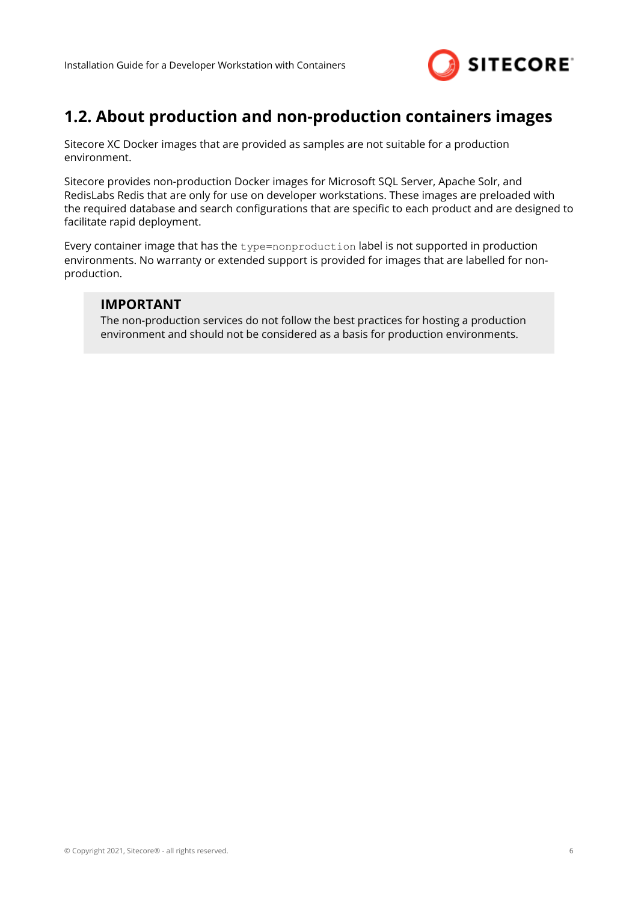## 1.2. About production and non-production containers images

Sitecore XC Docker images that are provided as samples are not suitable for a production environment.

Sitecore provides non-production Docker images for Microsoft SQL Server, Apache Solr, and RedisLabs Redis that are only for use on developer workstations. These images are preloaded with the required database and search configurations that are specific to each product and are designed to facilitate rapid deployment.

Every container image that has the `type=nonproduction` label is not supported in production environments. No warranty or extended support is provided for images that are labelled for non-production.

> **IMPORTANT**
> The non-production services do not follow the best practices for hosting a production environment and should not be considered as a basis for production environments.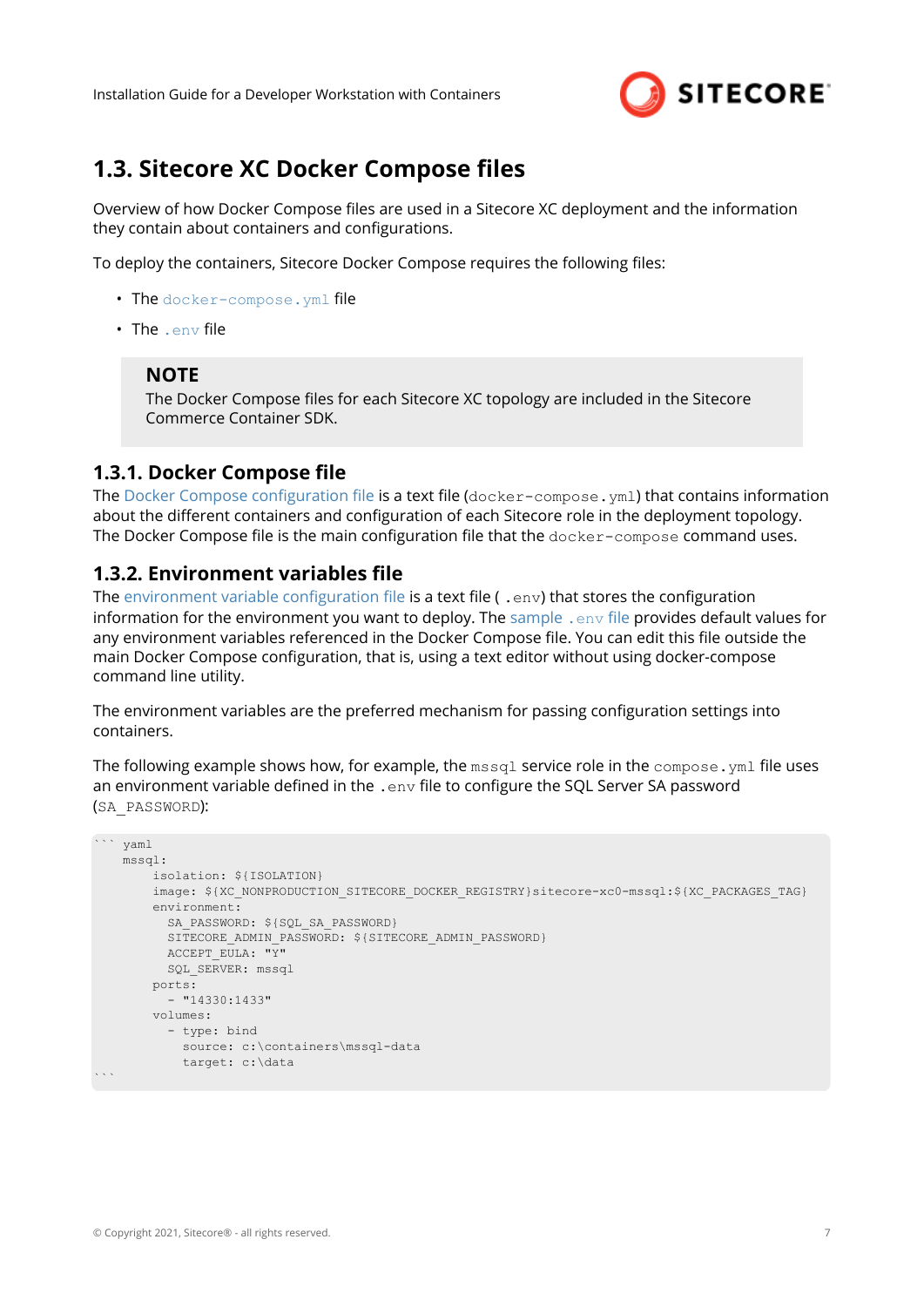## 1.3. Sitecore XC Docker Compose files

Overview of how Docker Compose files are used in a Sitecore XC deployment and the information they contain about containers and configurations.

To deploy the containers, Sitecore Docker Compose requires the following files:

- The `docker-compose.yml` file
- The `.env` file

> **NOTE**
> The Docker Compose files for each Sitecore XC topology are included in the Sitecore Commerce Container SDK.

### 1.3.1. Docker Compose file

The Docker Compose configuration file is a text file (`docker-compose.yml`) that contains information about the different containers and configuration of each Sitecore role in the deployment topology. The Docker Compose file is the main configuration file that the `docker-compose` command uses.

### 1.3.2. Environment variables file

The environment variable configuration file is a text file ( `.env`) that stores the configuration information for the environment you want to deploy. The sample `.env` file provides default values for any environment variables referenced in the Docker Compose file. You can edit this file outside the main Docker Compose configuration, that is, using a text editor without using docker-compose command line utility.

The environment variables are the preferred mechanism for passing configuration settings into containers.

The following example shows how, for example, the `mssql` service role in the `compose.yml` file uses an environment variable defined in the `.env` file to configure the SQL Server SA password (`SA_PASSWORD`):

```
``` yaml
    mssql:
        isolation: ${ISOLATION}
        image: ${XC_NONPRODUCTION_SITECORE_DOCKER_REGISTRY}sitecore-xc0-mssql:${XC_PACKAGES_TAG}
        environment:
          SA_PASSWORD: ${SQL_SA_PASSWORD}
          SITECORE_ADMIN_PASSWORD: ${SITECORE_ADMIN_PASSWORD}
          ACCEPT_EULA: "Y"
          SQL_SERVER: mssql
        ports:
          - "14330:1433"
        volumes:
          - type: bind
            source: c:\containers\mssql-data
            target: c:\data
```
```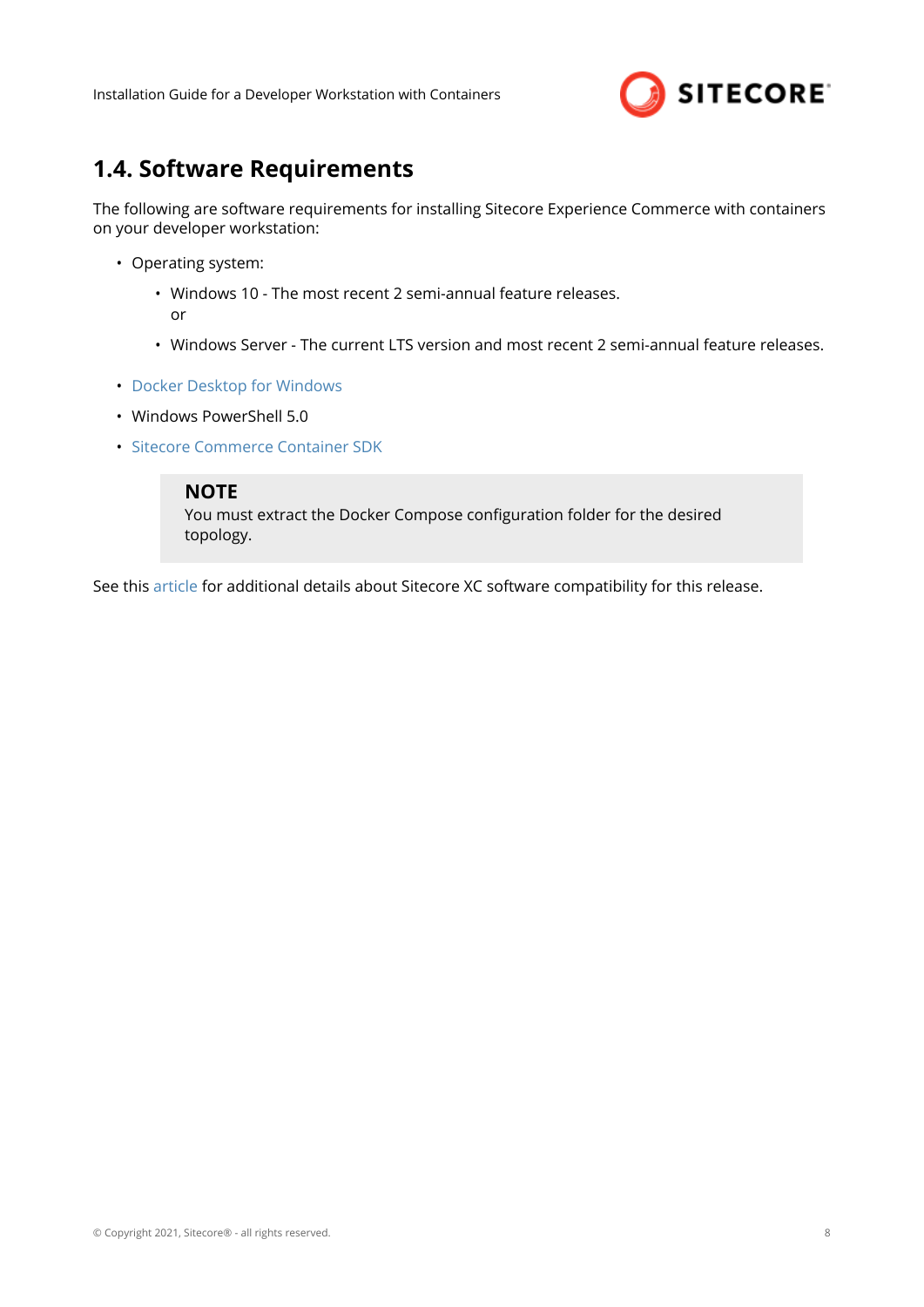## 1.4. Software Requirements

The following are software requirements for installing Sitecore Experience Commerce with containers on your developer workstation:

- Operating system:
  - Windows 10 - The most recent 2 semi-annual feature releases.
    or
  - Windows Server - The current LTS version and most recent 2 semi-annual feature releases.
- Docker Desktop for Windows
- Windows PowerShell 5.0
- Sitecore Commerce Container SDK

> **NOTE**
> You must extract the Docker Compose configuration folder for the desired topology.

See this article for additional details about Sitecore XC software compatibility for this release.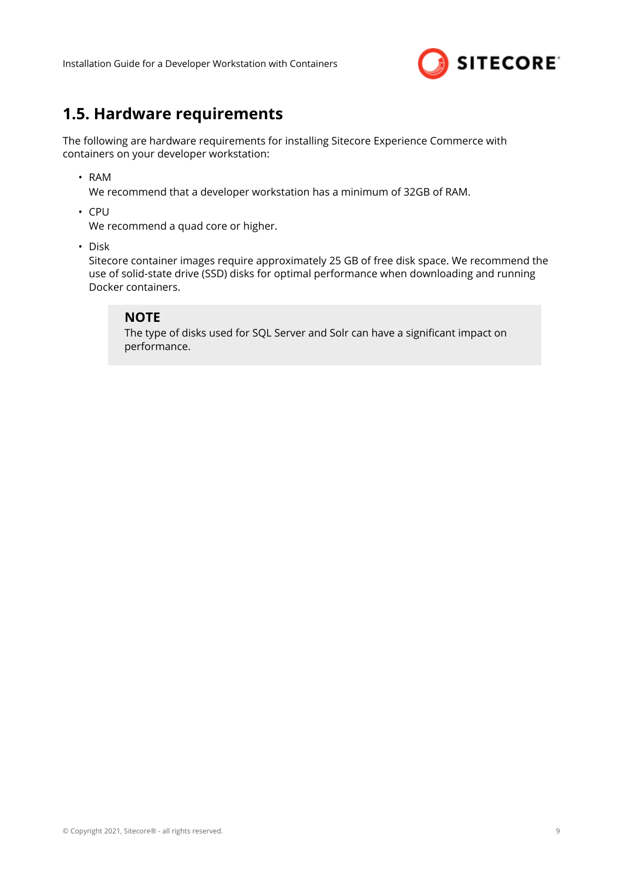## 1.5. Hardware requirements

The following are hardware requirements for installing Sitecore Experience Commerce with containers on your developer workstation:

- RAM
  We recommend that a developer workstation has a minimum of 32GB of RAM.
- CPU
  We recommend a quad core or higher.
- Disk
  Sitecore container images require approximately 25 GB of free disk space. We recommend the use of solid-state drive (SSD) disks for optimal performance when downloading and running Docker containers.

  > **NOTE**
  > The type of disks used for SQL Server and Solr can have a significant impact on performance.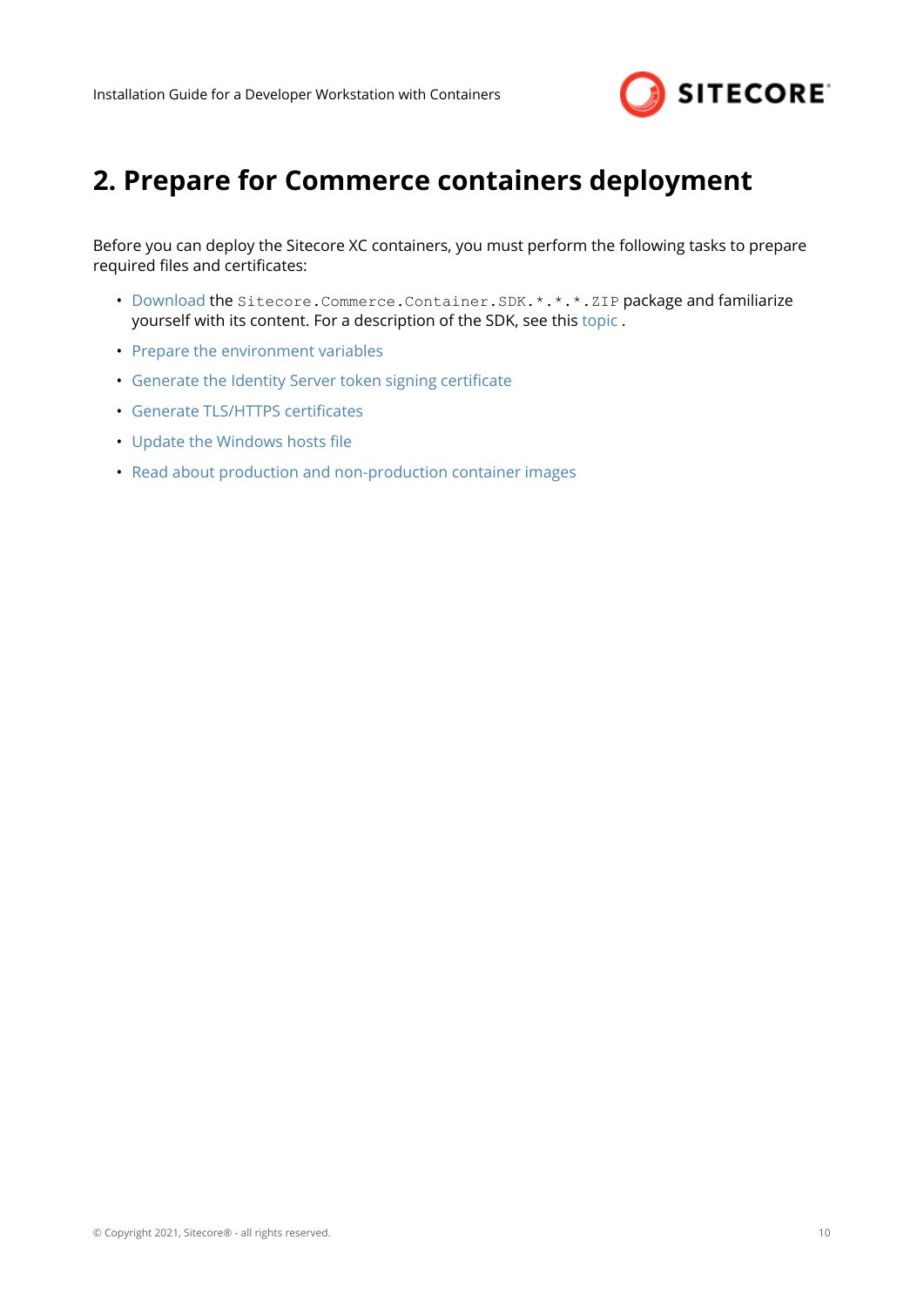# 2. Prepare for Commerce containers deployment

Before you can deploy the Sitecore XC containers, you must perform the following tasks to prepare required files and certificates:

- Download the `Sitecore.Commerce.Container.SDK.*.*.*.ZIP` package and familiarize yourself with its content. For a description of the SDK, see this topic .
- Prepare the environment variables
- Generate the Identity Server token signing certificate
- Generate TLS/HTTPS certificates
- Update the Windows hosts file
- Read about production and non-production container images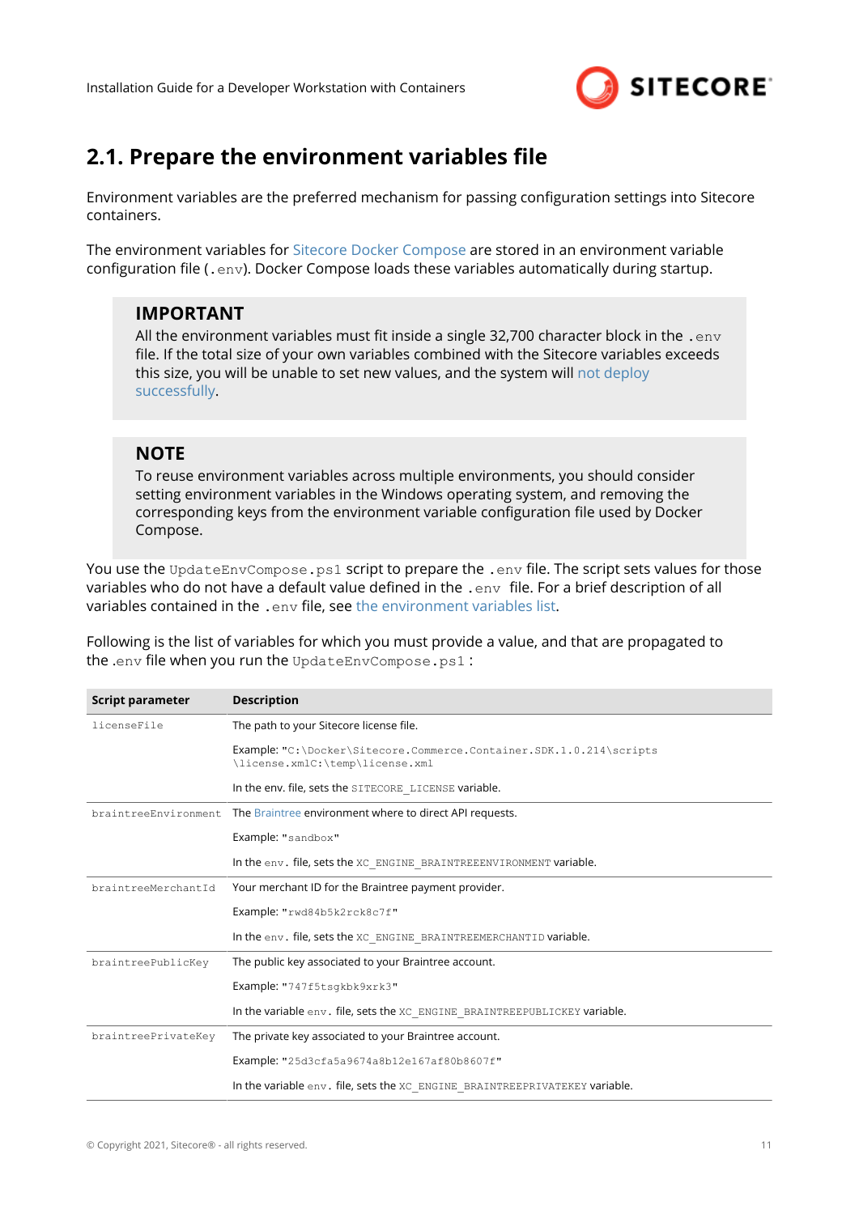## 2.1. Prepare the environment variables file

Environment variables are the preferred mechanism for passing configuration settings into Sitecore containers.

The environment variables for Sitecore Docker Compose are stored in an environment variable configuration file (`.env`). Docker Compose loads these variables automatically during startup.

> **IMPORTANT**
> All the environment variables must fit inside a single 32,700 character block in the `.env` file. If the total size of your own variables combined with the Sitecore variables exceeds this size, you will be unable to set new values, and the system will not deploy successfully.

> **NOTE**
> To reuse environment variables across multiple environments, you should consider setting environment variables in the Windows operating system, and removing the corresponding keys from the environment variable configuration file used by Docker Compose.

You use the `UpdateEnvCompose.ps1` script to prepare the `.env` file. The script sets values for those variables who do not have a default value defined in the `.env` file. For a brief description of all variables contained in the `.env` file, see the environment variables list.

Following is the list of variables for which you must provide a value, and that are propagated to the `.env` file when you run the `UpdateEnvCompose.ps1`:

| Script parameter | Description |
| --- | --- |
| `licenseFile` | The path to your Sitecore license file.<br><br>Example: "`C:\Docker\Sitecore.Commerce.Container.SDK.1.0.214\scripts\license.xmlC:\temp\license.xml`<br><br>In the env. file, sets the `SITECORE_LICENSE` variable. |
| `braintreeEnvironment` | The Braintree environment where to direct API requests.<br><br>Example: "`sandbox`"<br><br>In the `env.` file, sets the `XC_ENGINE_BRAINTREEENVIRONMENT` variable. |
| `braintreeMerchantId` | Your merchant ID for the Braintree payment provider.<br><br>Example: "`rwd84b5k2rck8c7f`"<br><br>In the `env.` file, sets the `XC_ENGINE_BRAINTREEMERCHANTID` variable. |
| `braintreePublicKey` | The public key associated to your Braintree account.<br><br>Example: "`747f5tsgkbk9xrk3`"<br><br>In the variable `env.` file, sets the `XC_ENGINE_BRAINTREEPUBLICKEY` variable. |
| `braintreePrivateKey` | The private key associated to your Braintree account.<br><br>Example: "`25d3cfa5a9674a8b12e167af80b8607f`"<br><br>In the variable `env.` file, sets the `XC_ENGINE_BRAINTREEPRIVATEKEY` variable. |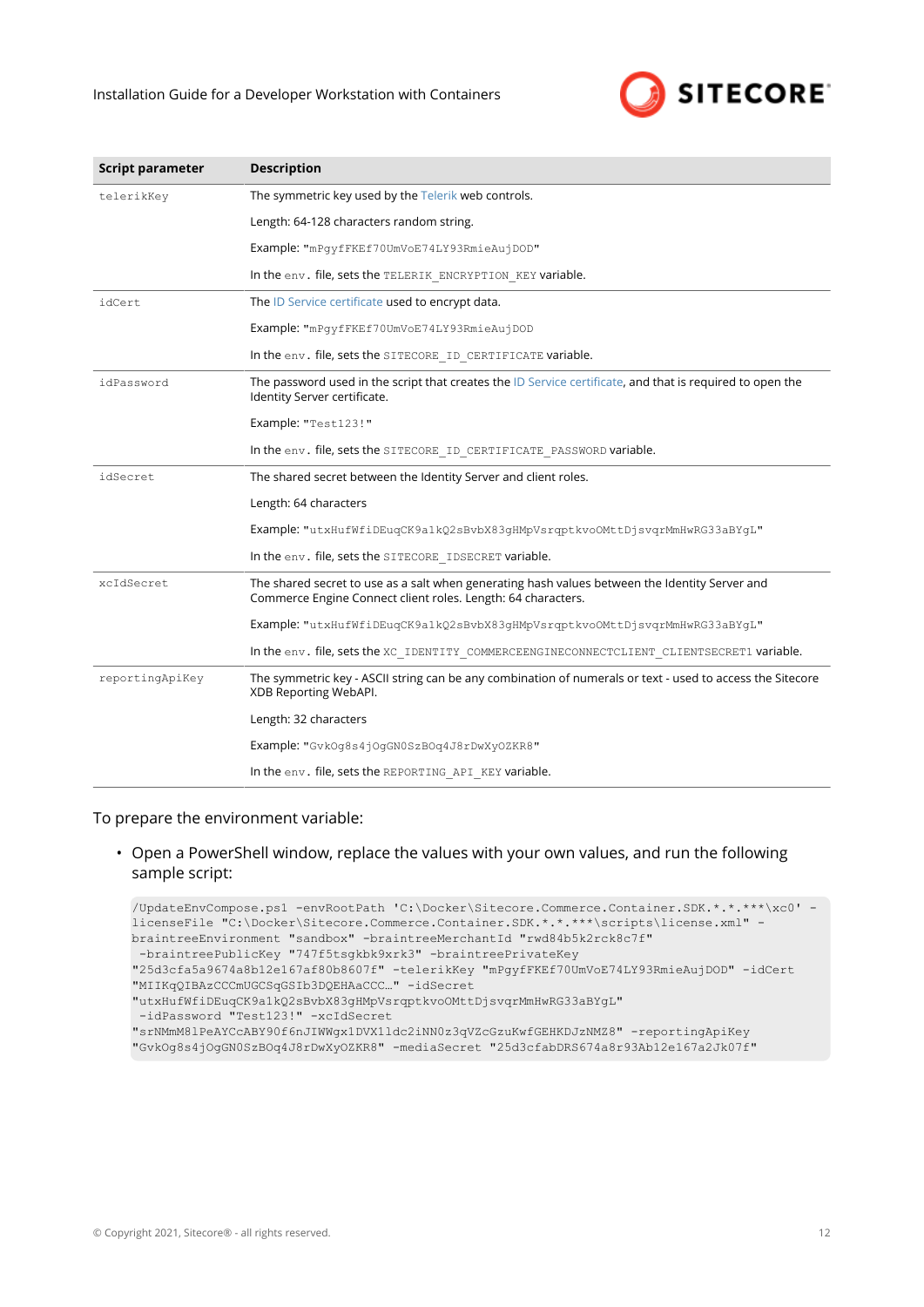| Script parameter | Description |
| --- | --- |
| telerikKey | The symmetric key used by the Telerik web controls.<br><br>Length: 64-128 characters random string.<br><br>Example: "mPgyfFKEf70UmVoE74LY93RmieAujDOD"<br><br>In the env. file, sets the TELERIK_ENCRYPTION_KEY variable. |
| idCert | The ID Service certificate used to encrypt data.<br><br>Example: "mPgyfFKEf70UmVoE74LY93RmieAujDOD<br><br>In the env. file, sets the SITECORE_ID_CERTIFICATE variable. |
| idPassword | The password used in the script that creates the ID Service certificate, and that is required to open the Identity Server certificate.<br><br>Example: "Test123!"<br><br>In the env. file, sets the SITECORE_ID_CERTIFICATE_PASSWORD variable. |
| idSecret | The shared secret between the Identity Server and client roles.<br><br>Length: 64 characters<br><br>Example: "utxHufWfiDEuqCK9a1kQ2sBvbX83gHMpVsrqptkvoOMttDjsvqrMmHwRG33aBYgL"<br><br>In the env. file, sets the SITECORE_IDSECRET variable. |
| xcIdSecret | The shared secret to use as a salt when generating hash values between the Identity Server and Commerce Engine Connect client roles. Length: 64 characters.<br><br>Example: "utxHufWfiDEuqCK9a1kQ2sBvbX83gHMpVsrqptkvoOMttDjsvqrMmHwRG33aBYgL"<br><br>In the env. file, sets the XC_IDENTITY_COMMERCEENGINECONNECTCLIENT_CLIENTSECRET1 variable. |
| reportingApiKey | The symmetric key - ASCII string can be any combination of numerals or text - used to access the Sitecore XDB Reporting WebAPI.<br><br>Length: 32 characters<br><br>Example: "GvkOg8s4jOgGN0SzBOq4J8rDwXyOZKR8"<br><br>In the env. file, sets the REPORTING_API_KEY variable. |

To prepare the environment variable:

- Open a PowerShell window, replace the values with your own values, and run the following sample script:

```
/UpdateEnvCompose.ps1 -envRootPath 'C:\Docker\Sitecore.Commerce.Container.SDK.*.*.***\xc0' -
licenseFile "C:\Docker\Sitecore.Commerce.Container.SDK.*.*.***\scripts\license.xml" -
braintreeEnvironment "sandbox" -braintreeMerchantId "rwd84b5k2rck8c7f"
 -braintreePublicKey "747f5tsgkbk9xrk3" -braintreePrivateKey
"25d3cfa5a9674a8b12e167af80b8607f" -telerikKey "mPgyfFKEf70UmVoE74LY93RmieAujDOD" -idCert
"MIIKqQIBAzCCCmUGCSqGSIb3DQEHAaCCC…" -idSecret
"utxHufWfiDEuqCK9a1kQ2sBvbX83gHMpVsrqptkvoOMttDjsvqrMmHwRG33aBYgL"
 -idPassword "Test123!" -xcIdSecret
"srNMmM81PeAYCcABY90f6nJIWWgx1DVX1ldc2iNN0z3qVZcGzuKwfGEHKDJzNMZ8" -reportingApiKey
"GvkOg8s4jOgGN0SzBOq4J8rDwXyOZKR8" -mediaSecret "25d3cfabDRS674a8r93Ab12e167a2Jk07f"
```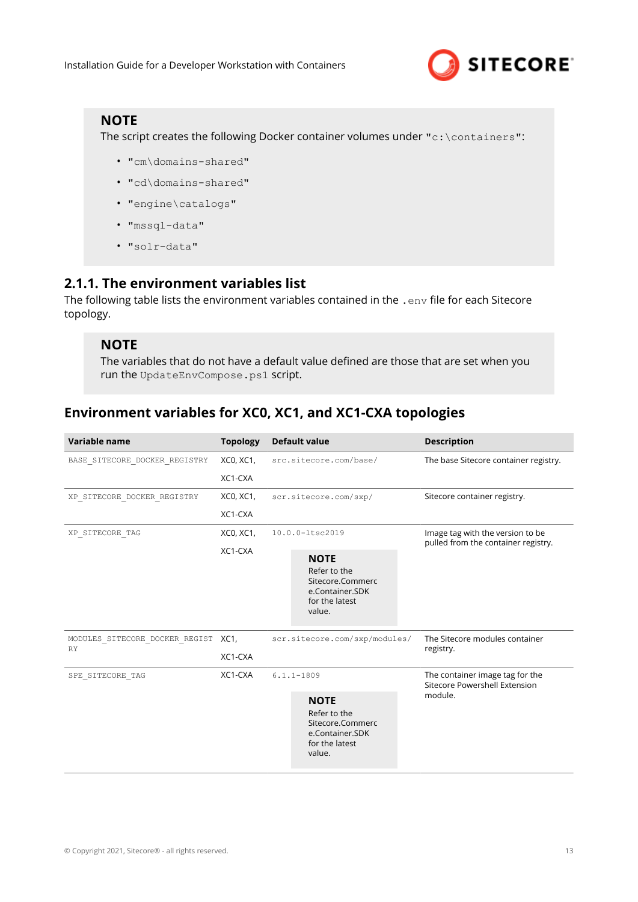> **NOTE**
> The script creates the following Docker container volumes under `"c:\containers"`:
>
> - `"cm\domains-shared"`
> - `"cd\domains-shared"`
> - `"engine\catalogs"`
> - `"mssql-data"`
> - `"solr-data"`

### 2.1.1. The environment variables list

The following table lists the environment variables contained in the `.env` file for each Sitecore topology.

> **NOTE**
> The variables that do not have a default value defined are those that are set when you run the `UpdateEnvCompose.ps1` script.

## Environment variables for XC0, XC1, and XC1-CXA topologies

| Variable name | Topology | Default value | Description |
|---|---|---|---|
| `BASE_SITECORE_DOCKER_REGISTRY` | XC0, XC1, XC1-CXA | `src.sitecore.com/base/` | The base Sitecore container registry. |
| `XP_SITECORE_DOCKER_REGISTRY` | XC0, XC1, XC1-CXA | `scr.sitecore.com/sxp/` | Sitecore container registry. |
| `XP_SITECORE_TAG` | XC0, XC1, XC1-CXA | `10.0.0-ltsc2019`<br>**NOTE** Refer to the Sitecore.Commerce.Container.SDK for the latest value. | Image tag with the version to be pulled from the container registry. |
| `MODULES_SITECORE_DOCKER_REGISTRY` | XC1, XC1-CXA | `scr.sitecore.com/sxp/modules/` | The Sitecore modules container registry. |
| `SPE_SITECORE_TAG` | XC1-CXA | `6.1.1-1809`<br>**NOTE** Refer to the Sitecore.Commerce.Container.SDK for the latest value. | The container image tag for the Sitecore Powershell Extension module. |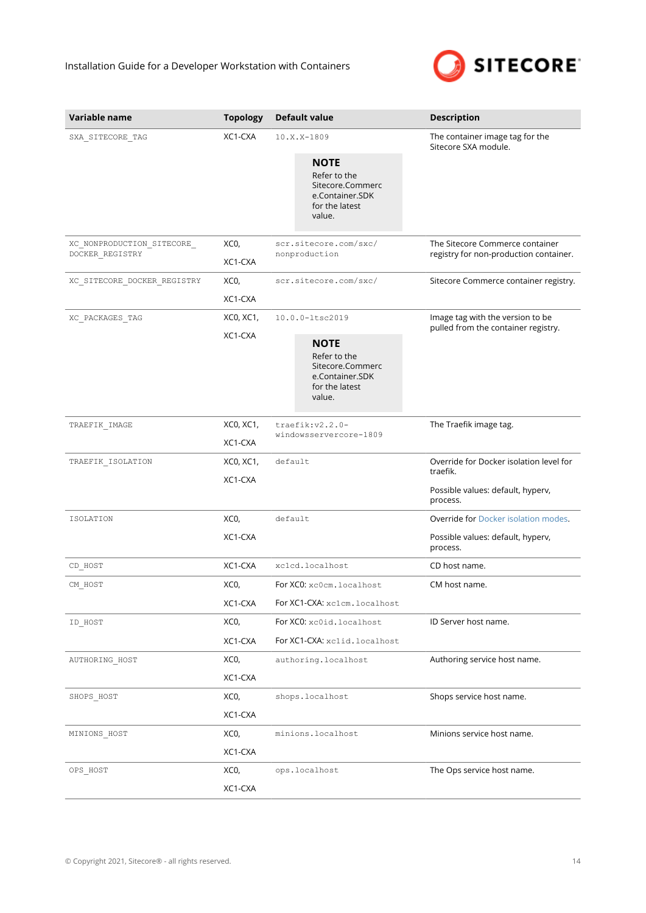| Variable name | Topology | Default value | Description |
|---|---|---|---|
| SXA_SITECORE_TAG | XC1-CXA | 10.X.X-1809<br><br>**NOTE**<br>Refer to the Sitecore.Commerce.Container.SDK for the latest value. | The container image tag for the Sitecore SXA module. |
| XC_NONPRODUCTION_SITECORE_DOCKER_REGISTRY | XC0,<br>XC1-CXA | scr.sitecore.com/sxc/nonproduction | The Sitecore Commerce container registry for non-production container. |
| XC_SITECORE_DOCKER_REGISTRY | XC0,<br>XC1-CXA | scr.sitecore.com/sxc/ | Sitecore Commerce container registry. |
| XC_PACKAGES_TAG | XC0, XC1,<br>XC1-CXA | 10.0.0-ltsc2019<br><br>**NOTE**<br>Refer to the Sitecore.Commerce.Container.SDK for the latest value. | Image tag with the version to be pulled from the container registry. |
| TRAEFIK_IMAGE | XC0, XC1,<br>XC1-CXA | traefik:v2.2.0-windowsservercore-1809 | The Traefik image tag. |
| TRAEFIK_ISOLATION | XC0, XC1,<br>XC1-CXA | default | Override for Docker isolation level for traefik.<br><br>Possible values: default, hyperv, process. |
| ISOLATION | XC0,<br>XC1-CXA | default | Override for Docker isolation modes.<br><br>Possible values: default, hyperv, process. |
| CD_HOST | XC1-CXA | xc1cd.localhost | CD host name. |
| CM_HOST | XC0,<br>XC1-CXA | For XC0: xc0cm.localhost<br>For XC1-CXA: xc1cm.localhost | CM host name. |
| ID_HOST | XC0,<br>XC1-CXA | For XC0: xc0id.localhost<br>For XC1-CXA: xc1id.localhost | ID Server host name. |
| AUTHORING_HOST | XC0,<br>XC1-CXA | authoring.localhost | Authoring service host name. |
| SHOPS_HOST | XC0,<br>XC1-CXA | shops.localhost | Shops service host name. |
| MINIONS_HOST | XC0,<br>XC1-CXA | minions.localhost | Minions service host name. |
| OPS_HOST | XC0,<br>XC1-CXA | ops.localhost | The Ops service host name. |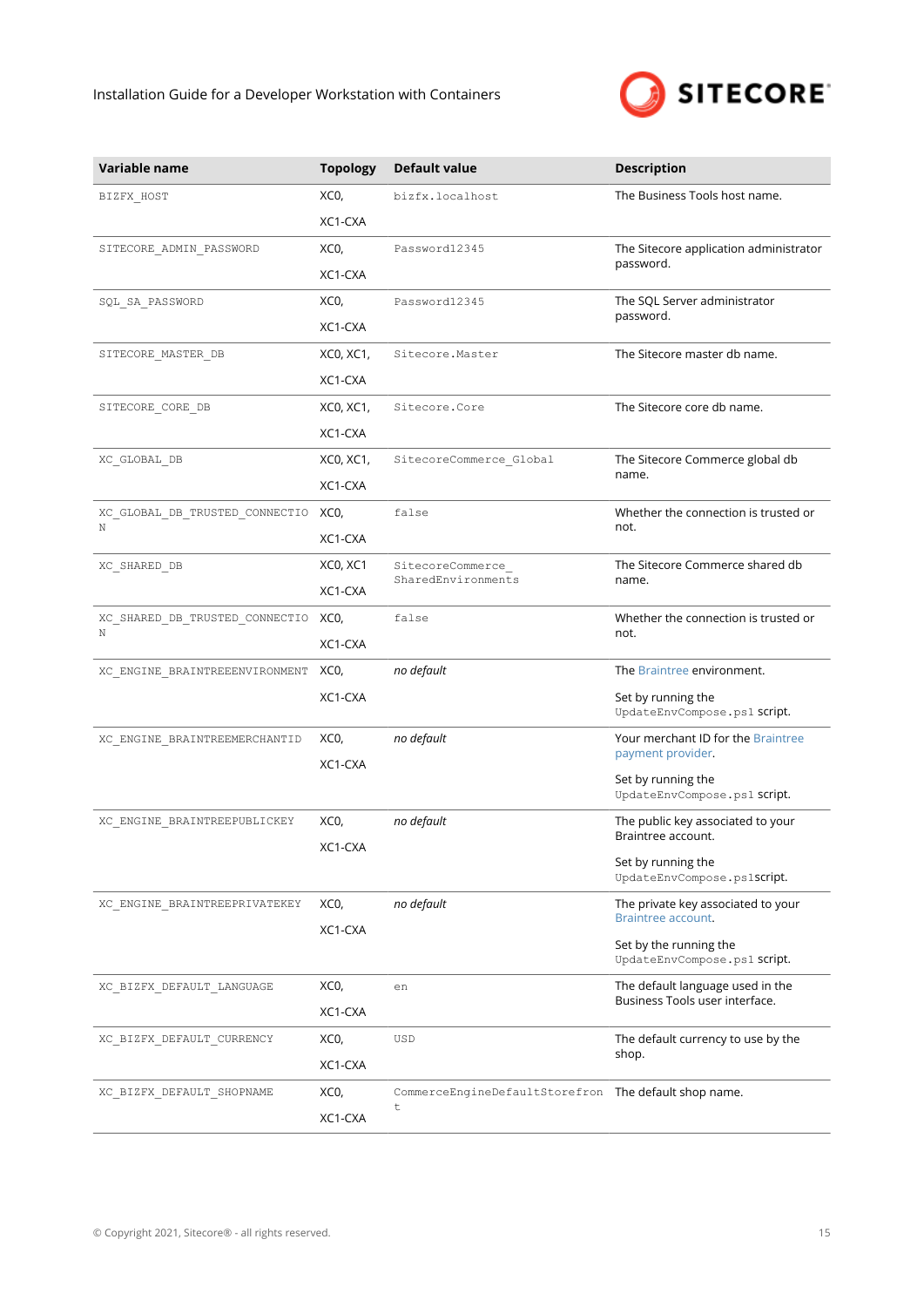| Variable name | Topology | Default value | Description |
|---|---|---|---|
| BIZFX_HOST | XC0, XC1-CXA | bizfx.localhost | The Business Tools host name. |
| SITECORE_ADMIN_PASSWORD | XC0, XC1-CXA | Password12345 | The Sitecore application administrator password. |
| SQL_SA_PASSWORD | XC0, XC1-CXA | Password12345 | The SQL Server administrator password. |
| SITECORE_MASTER_DB | XC0, XC1, XC1-CXA | Sitecore.Master | The Sitecore master db name. |
| SITECORE_CORE_DB | XC0, XC1, XC1-CXA | Sitecore.Core | The Sitecore core db name. |
| XC_GLOBAL_DB | XC0, XC1, XC1-CXA | SitecoreCommerce_Global | The Sitecore Commerce global db name. |
| XC_GLOBAL_DB_TRUSTED_CONNECTION | XC0, XC1-CXA | false | Whether the connection is trusted or not. |
| XC_SHARED_DB | XC0, XC1 XC1-CXA | SitecoreCommerce_SharedEnvironments | The Sitecore Commerce shared db name. |
| XC_SHARED_DB_TRUSTED_CONNECTION | XC0, XC1-CXA | false | Whether the connection is trusted or not. |
| XC_ENGINE_BRAINTREEENVIRONMENT | XC0, XC1-CXA | *no default* | The Braintree environment.<br><br>Set by running the UpdateEnvCompose.ps1 script. |
| XC_ENGINE_BRAINTREEMERCHANTID | XC0, XC1-CXA | *no default* | Your merchant ID for the Braintree payment provider.<br><br>Set by running the UpdateEnvCompose.ps1 script. |
| XC_ENGINE_BRAINTREEPUBLICKEY | XC0, XC1-CXA | *no default* | The public key associated to your Braintree account.<br><br>Set by running the UpdateEnvCompose.ps1script. |
| XC_ENGINE_BRAINTREEPRIVATEKEY | XC0, XC1-CXA | *no default* | The private key associated to your Braintree account.<br><br>Set by the running the UpdateEnvCompose.ps1 script. |
| XC_BIZFX_DEFAULT_LANGUAGE | XC0, XC1-CXA | en | The default language used in the Business Tools user interface. |
| XC_BIZFX_DEFAULT_CURRENCY | XC0, XC1-CXA | USD | The default currency to use by the shop. |
| XC_BIZFX_DEFAULT_SHOPNAME | XC0, XC1-CXA | CommerceEngineDefaultStorefront | The default shop name. |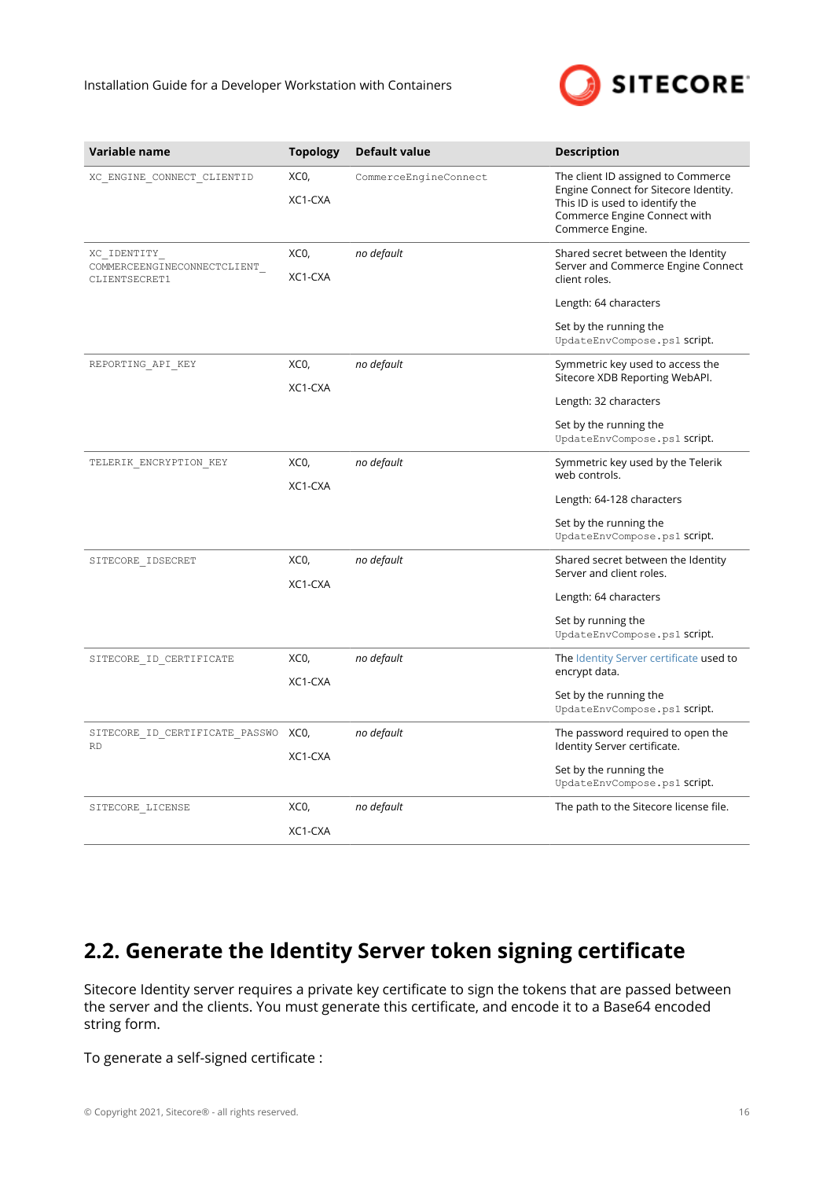| Variable name | Topology | Default value | Description |
|---|---|---|---|
| XC_ENGINE_CONNECT_CLIENTID | XC0, XC1-CXA | CommerceEngineConnect | The client ID assigned to Commerce Engine Connect for Sitecore Identity. This ID is used to identify the Commerce Engine Connect with Commerce Engine. |
| XC_IDENTITY_COMMERCEENGINECONNECTCLIENT_CLIENTSECRET1 | XC0, XC1-CXA | *no default* | Shared secret between the Identity Server and Commerce Engine Connect client roles.<br><br>Length: 64 characters<br><br>Set by the running the `UpdateEnvCompose.ps1` script. |
| REPORTING_API_KEY | XC0, XC1-CXA | *no default* | Symmetric key used to access the Sitecore XDB Reporting WebAPI.<br><br>Length: 32 characters<br><br>Set by the running the `UpdateEnvCompose.ps1` script. |
| TELERIK_ENCRYPTION_KEY | XC0, XC1-CXA | *no default* | Symmetric key used by the Telerik web controls.<br><br>Length: 64-128 characters<br><br>Set by the running the `UpdateEnvCompose.ps1` script. |
| SITECORE_IDSECRET | XC0, XC1-CXA | *no default* | Shared secret between the Identity Server and client roles.<br><br>Length: 64 characters<br><br>Set by running the `UpdateEnvCompose.ps1` script. |
| SITECORE_ID_CERTIFICATE | XC0, XC1-CXA | *no default* | The Identity Server certificate used to encrypt data.<br><br>Set by the running the `UpdateEnvCompose.ps1` script. |
| SITECORE_ID_CERTIFICATE_PASSWORD | XC0, XC1-CXA | *no default* | The password required to open the Identity Server certificate.<br><br>Set by the running the `UpdateEnvCompose.ps1` script. |
| SITECORE_LICENSE | XC0, XC1-CXA | *no default* | The path to the Sitecore license file. |

## 2.2. Generate the Identity Server token signing certificate

Sitecore Identity server requires a private key certificate to sign the tokens that are passed between the server and the clients. You must generate this certificate, and encode it to a Base64 encoded string form.

To generate a self-signed certificate :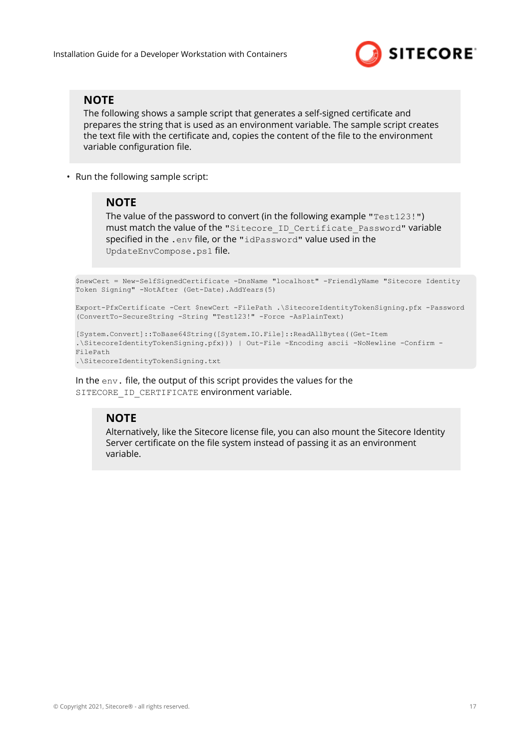> **NOTE**
> The following shows a sample script that generates a self-signed certificate and prepares the string that is used as an environment variable. The sample script creates the text file with the certificate and, copies the content of the file to the environment variable configuration file.

- Run the following sample script:

  > **NOTE**
  > The value of the password to convert (in the following example `"Test123!"`) must match the value of the `"Sitecore_ID_Certificate_Password"` variable specified in the `.env` file, or the `"idPassword"` value used in the `UpdateEnvCompose.ps1` file.

```
$newCert = New-SelfSignedCertificate -DnsName "localhost" -FriendlyName "Sitecore Identity
Token Signing" -NotAfter (Get-Date).AddYears(5)

Export-PfxCertificate -Cert $newCert -FilePath .\SitecoreIdentityTokenSigning.pfx -Password
(ConvertTo-SecureString -String "Test123!" -Force -AsPlainText)

[System.Convert]::ToBase64String([System.IO.File]::ReadAllBytes((Get-Item
.\SitecoreIdentityTokenSigning.pfx))) | Out-File -Encoding ascii -NoNewline -Confirm -
FilePath
.\SitecoreIdentityTokenSigning.txt
```

In the `env.` file, the output of this script provides the values for the `SITECORE_ID_CERTIFICATE` environment variable.

> **NOTE**
> Alternatively, like the Sitecore license file, you can also mount the Sitecore Identity Server certificate on the file system instead of passing it as an environment variable.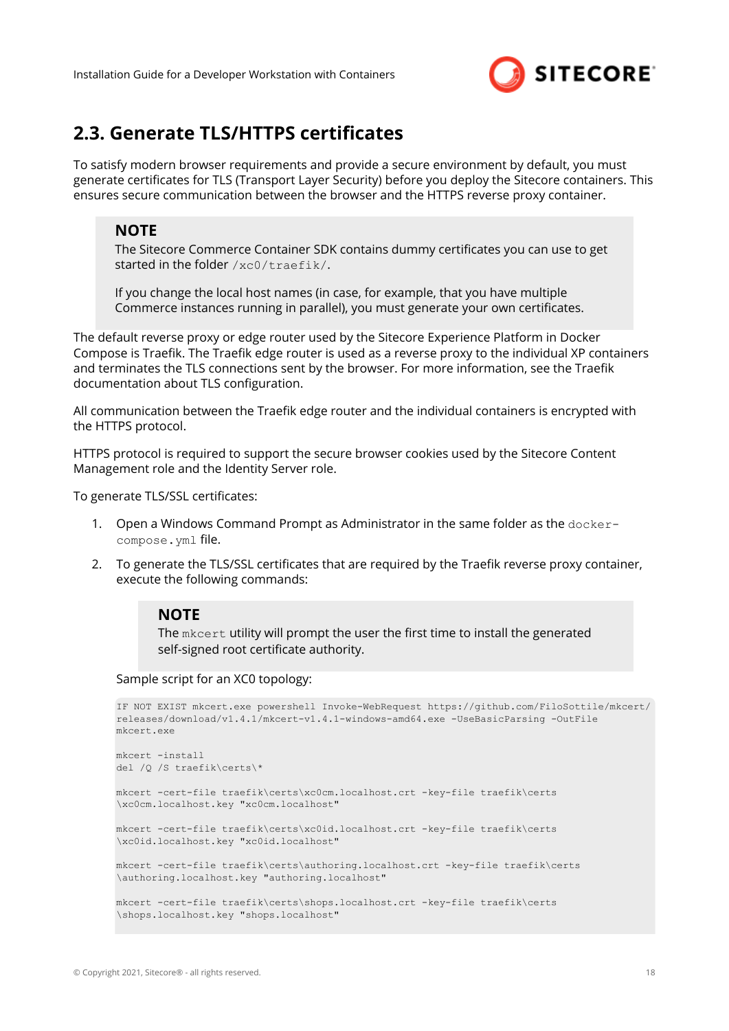## 2.3. Generate TLS/HTTPS certificates

To satisfy modern browser requirements and provide a secure environment by default, you must generate certificates for TLS (Transport Layer Security) before you deploy the Sitecore containers. This ensures secure communication between the browser and the HTTPS reverse proxy container.

> **NOTE**
>
> The Sitecore Commerce Container SDK contains dummy certificates you can use to get started in the folder `/xc0/traefik/`.
>
> If you change the local host names (in case, for example, that you have multiple Commerce instances running in parallel), you must generate your own certificates.

The default reverse proxy or edge router used by the Sitecore Experience Platform in Docker Compose is Traefik. The Traefik edge router is used as a reverse proxy to the individual XP containers and terminates the TLS connections sent by the browser. For more information, see the Traefik documentation about TLS configuration.

All communication between the Traefik edge router and the individual containers is encrypted with the HTTPS protocol.

HTTPS protocol is required to support the secure browser cookies used by the Sitecore Content Management role and the Identity Server role.

To generate TLS/SSL certificates:

1. Open a Windows Command Prompt as Administrator in the same folder as the `docker-compose.yml` file.

2. To generate the TLS/SSL certificates that are required by the Traefik reverse proxy container, execute the following commands:

   > **NOTE**
   >
   > The `mkcert` utility will prompt the user the first time to install the generated self-signed root certificate authority.

   Sample script for an XC0 topology:

   ```
   IF NOT EXIST mkcert.exe powershell Invoke-WebRequest https://github.com/FiloSottile/mkcert/
   releases/download/v1.4.1/mkcert-v1.4.1-windows-amd64.exe -UseBasicParsing -OutFile
   mkcert.exe

   mkcert -install
   del /Q /S traefik\certs\*

   mkcert -cert-file traefik\certs\xc0cm.localhost.crt -key-file traefik\certs
   \xc0cm.localhost.key "xc0cm.localhost"

   mkcert -cert-file traefik\certs\xc0id.localhost.crt -key-file traefik\certs
   \xc0id.localhost.key "xc0id.localhost"

   mkcert -cert-file traefik\certs\authoring.localhost.crt -key-file traefik\certs
   \authoring.localhost.key "authoring.localhost"

   mkcert -cert-file traefik\certs\shops.localhost.crt -key-file traefik\certs
   \shops.localhost.key "shops.localhost"
   ```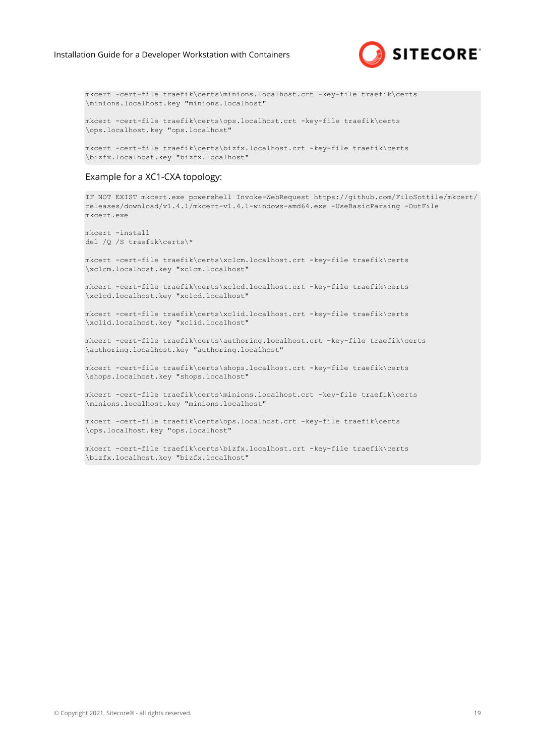```
mkcert -cert-file traefik\certs\minions.localhost.crt -key-file traefik\certs
\minions.localhost.key "minions.localhost"

mkcert -cert-file traefik\certs\ops.localhost.crt -key-file traefik\certs
\ops.localhost.key "ops.localhost"

mkcert -cert-file traefik\certs\bizfx.localhost.crt -key-file traefik\certs
\bizfx.localhost.key "bizfx.localhost"
```

Example for a XC1-CXA topology:

```
IF NOT EXIST mkcert.exe powershell Invoke-WebRequest https://github.com/FiloSottile/mkcert/
releases/download/v1.4.1/mkcert-v1.4.1-windows-amd64.exe -UseBasicParsing -OutFile
mkcert.exe

mkcert -install
del /Q /S traefik\certs\*

mkcert -cert-file traefik\certs\xc1cm.localhost.crt -key-file traefik\certs
\xc1cm.localhost.key "xc1cm.localhost"

mkcert -cert-file traefik\certs\xc1cd.localhost.crt -key-file traefik\certs
\xc1cd.localhost.key "xc1cd.localhost"

mkcert -cert-file traefik\certs\xc1id.localhost.crt -key-file traefik\certs
\xc1id.localhost.key "xc1id.localhost"

mkcert -cert-file traefik\certs\authoring.localhost.crt -key-file traefik\certs
\authoring.localhost.key "authoring.localhost"

mkcert -cert-file traefik\certs\shops.localhost.crt -key-file traefik\certs
\shops.localhost.key "shops.localhost"

mkcert -cert-file traefik\certs\minions.localhost.crt -key-file traefik\certs
\minions.localhost.key "minions.localhost"

mkcert -cert-file traefik\certs\ops.localhost.crt -key-file traefik\certs
\ops.localhost.key "ops.localhost"

mkcert -cert-file traefik\certs\bizfx.localhost.crt -key-file traefik\certs
\bizfx.localhost.key "bizfx.localhost"
```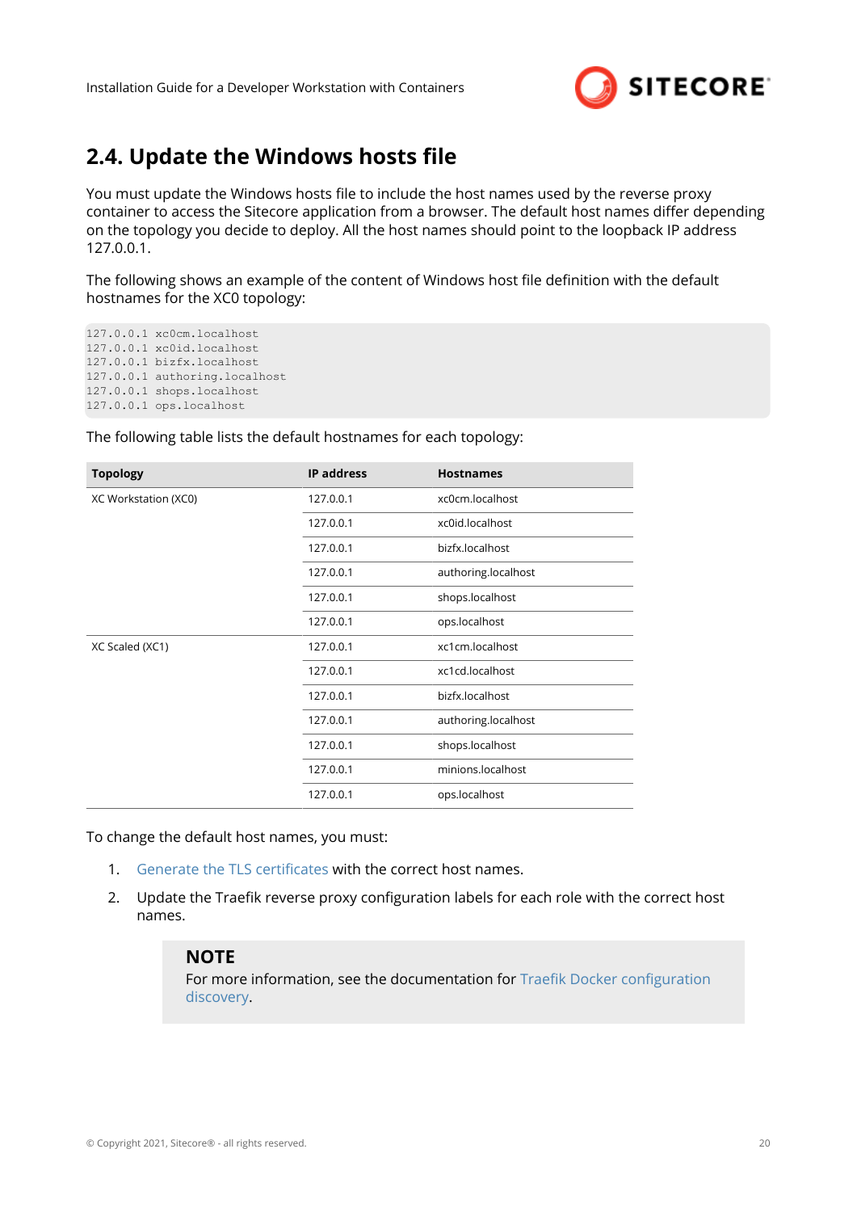## 2.4. Update the Windows hosts file

You must update the Windows hosts file to include the host names used by the reverse proxy container to access the Sitecore application from a browser. The default host names differ depending on the topology you decide to deploy. All the host names should point to the loopback IP address 127.0.0.1.

The following shows an example of the content of Windows host file definition with the default hostnames for the XC0 topology:

```
127.0.0.1 xc0cm.localhost
127.0.0.1 xc0id.localhost
127.0.0.1 bizfx.localhost
127.0.0.1 authoring.localhost
127.0.0.1 shops.localhost
127.0.0.1 ops.localhost
```

The following table lists the default hostnames for each topology:

| Topology | IP address | Hostnames |
| --- | --- | --- |
| XC Workstation (XC0) | 127.0.0.1 | xc0cm.localhost |
| | 127.0.0.1 | xc0id.localhost |
| | 127.0.0.1 | bizfx.localhost |
| | 127.0.0.1 | authoring.localhost |
| | 127.0.0.1 | shops.localhost |
| | 127.0.0.1 | ops.localhost |
| XC Scaled (XC1) | 127.0.0.1 | xc1cm.localhost |
| | 127.0.0.1 | xc1cd.localhost |
| | 127.0.0.1 | bizfx.localhost |
| | 127.0.0.1 | authoring.localhost |
| | 127.0.0.1 | shops.localhost |
| | 127.0.0.1 | minions.localhost |
| | 127.0.0.1 | ops.localhost |

To change the default host names, you must:

1. Generate the TLS certificates with the correct host names.
2. Update the Traefik reverse proxy configuration labels for each role with the correct host names.

> **NOTE**
> For more information, see the documentation for Traefik Docker configuration discovery.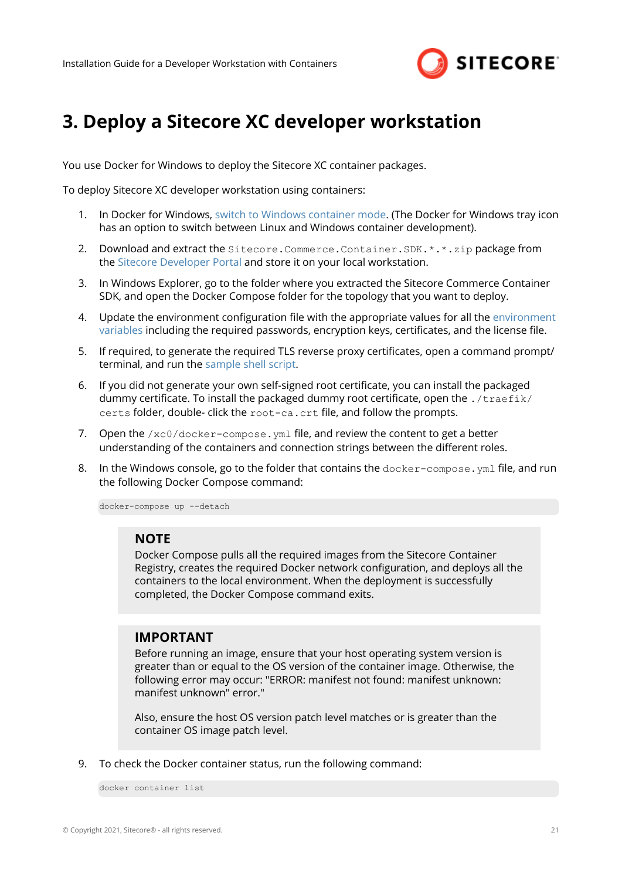# 3. Deploy a Sitecore XC developer workstation

You use Docker for Windows to deploy the Sitecore XC container packages.

To deploy Sitecore XC developer workstation using containers:

1. In Docker for Windows, switch to Windows container mode. (The Docker for Windows tray icon has an option to switch between Linux and Windows container development).

2. Download and extract the `Sitecore.Commerce.Container.SDK.*.*.zip` package from the Sitecore Developer Portal and store it on your local workstation.

3. In Windows Explorer, go to the folder where you extracted the Sitecore Commerce Container SDK, and open the Docker Compose folder for the topology that you want to deploy.

4. Update the environment configuration file with the appropriate values for all the environment variables including the required passwords, encryption keys, certificates, and the license file.

5. If required, to generate the required TLS reverse proxy certificates, open a command prompt/ terminal, and run the sample shell script.

6. If you did not generate your own self-signed root certificate, you can install the packaged dummy certificate. To install the packaged dummy root certificate, open the `./traefik/certs` folder, double- click the `root-ca.crt` file, and follow the prompts.

7. Open the `/xc0/docker-compose.yml` file, and review the content to get a better understanding of the containers and connection strings between the different roles.

8. In the Windows console, go to the folder that contains the `docker-compose.yml` file, and run the following Docker Compose command:

   ```
   docker-compose up --detach
   ```

   > **NOTE**
   > Docker Compose pulls all the required images from the Sitecore Container Registry, creates the required Docker network configuration, and deploys all the containers to the local environment. When the deployment is successfully completed, the Docker Compose command exits.

   > **IMPORTANT**
   > Before running an image, ensure that your host operating system version is greater than or equal to the OS version of the container image. Otherwise, the following error may occur: "ERROR: manifest not found: manifest unknown: manifest unknown" error."
   >
   > Also, ensure the host OS version patch level matches or is greater than the container OS image patch level.

9. To check the Docker container status, run the following command:

   ```
   docker container list
   ```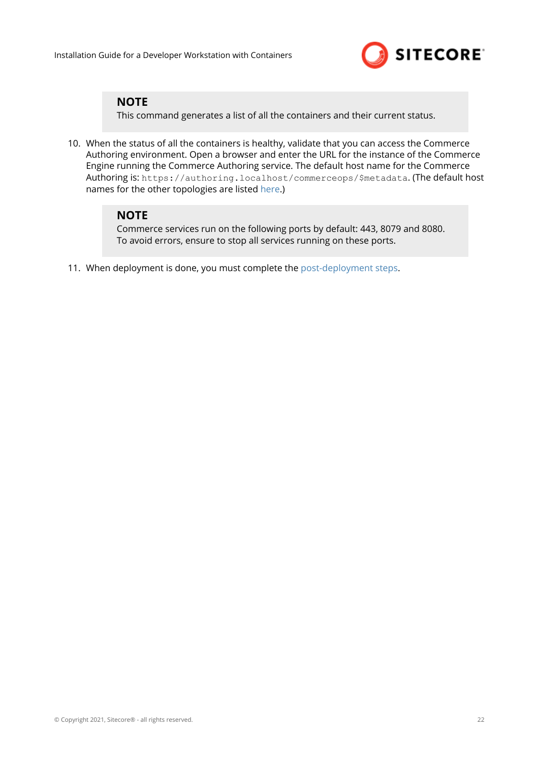> **NOTE**
> This command generates a list of all the containers and their current status.

10. When the status of all the containers is healthy, validate that you can access the Commerce Authoring environment. Open a browser and enter the URL for the instance of the Commerce Engine running the Commerce Authoring service. The default host name for the Commerce Authoring is: `https://authoring.localhost/commerceops/$metadata`. (The default host names for the other topologies are listed here.)

> **NOTE**
> Commerce services run on the following ports by default: 443, 8079 and 8080.
> To avoid errors, ensure to stop all services running on these ports.

11. When deployment is done, you must complete the post-deployment steps.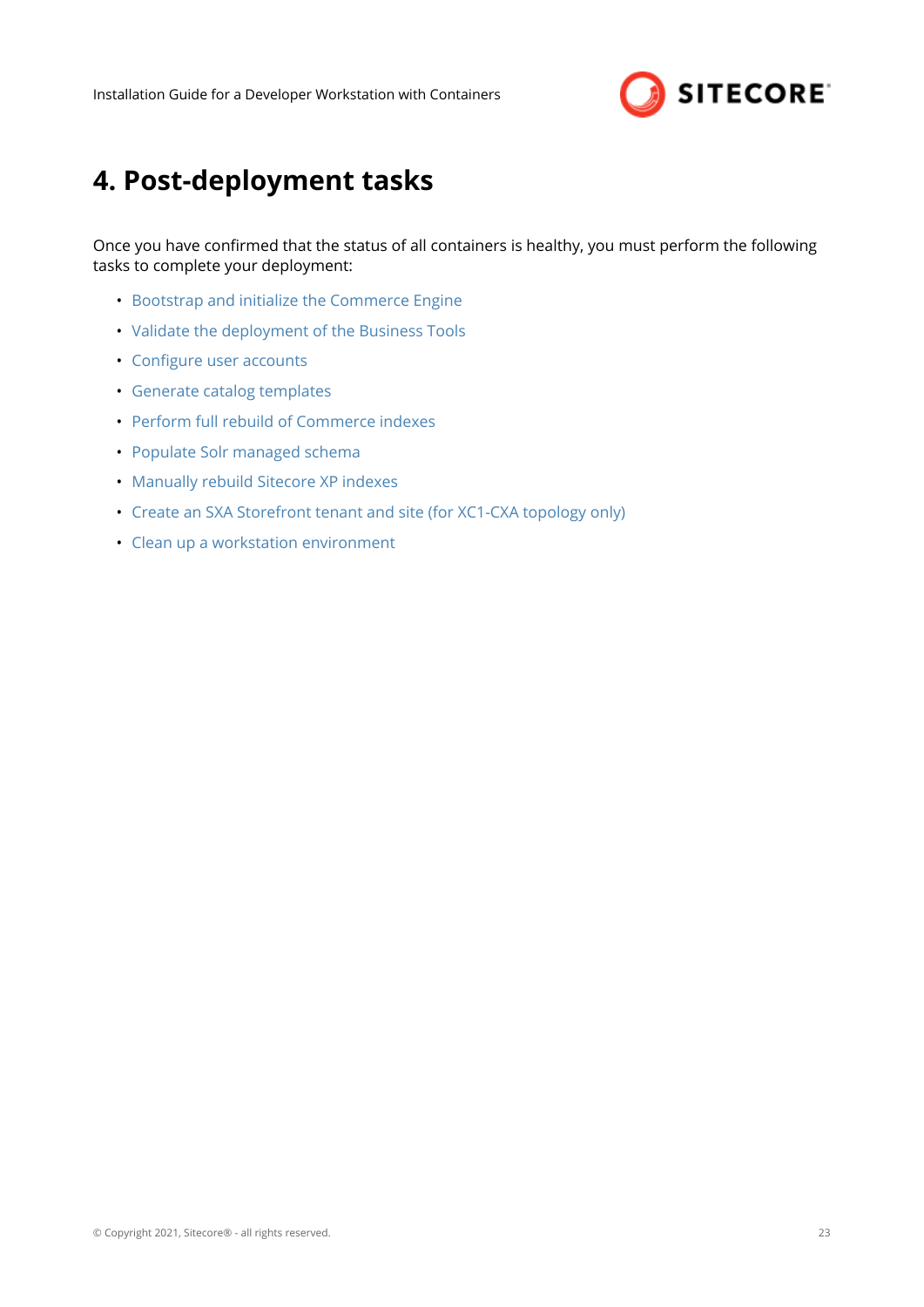# 4. Post-deployment tasks

Once you have confirmed that the status of all containers is healthy, you must perform the following tasks to complete your deployment:

- Bootstrap and initialize the Commerce Engine
- Validate the deployment of the Business Tools
- Configure user accounts
- Generate catalog templates
- Perform full rebuild of Commerce indexes
- Populate Solr managed schema
- Manually rebuild Sitecore XP indexes
- Create an SXA Storefront tenant and site (for XC1-CXA topology only)
- Clean up a workstation environment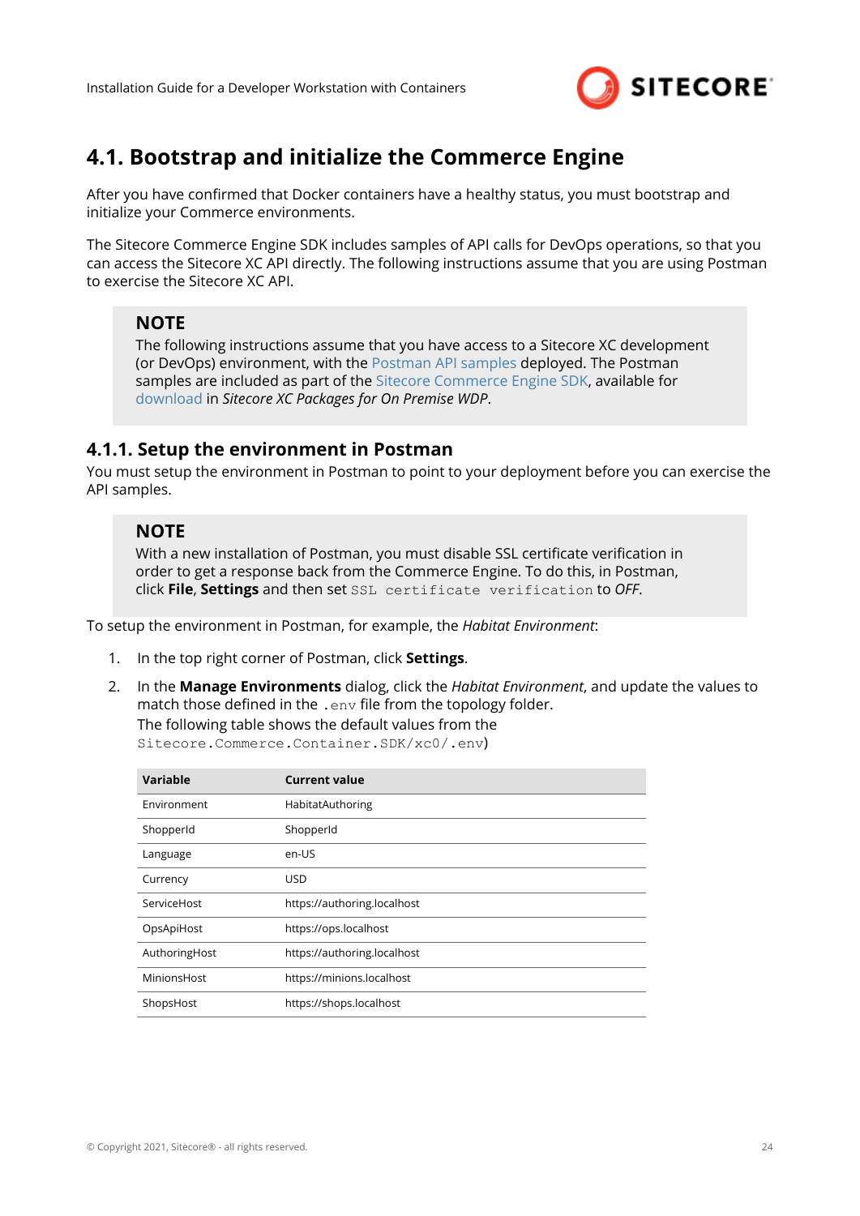# 4.1. Bootstrap and initialize the Commerce Engine

After you have confirmed that Docker containers have a healthy status, you must bootstrap and initialize your Commerce environments.

The Sitecore Commerce Engine SDK includes samples of API calls for DevOps operations, so that you can access the Sitecore XC API directly. The following instructions assume that you are using Postman to exercise the Sitecore XC API.

> **NOTE**
>
> The following instructions assume that you have access to a Sitecore XC development (or DevOps) environment, with the Postman API samples deployed. The Postman samples are included as part of the Sitecore Commerce Engine SDK, available for download in *Sitecore XC Packages for On Premise WDP*.

## 4.1.1. Setup the environment in Postman

You must setup the environment in Postman to point to your deployment before you can exercise the API samples.

> **NOTE**
>
> With a new installation of Postman, you must disable SSL certificate verification in order to get a response back from the Commerce Engine. To do this, in Postman, click **File**, **Settings** and then set `SSL certificate verification` to *OFF*.

To setup the environment in Postman, for example, the *Habitat Environment*:

1. In the top right corner of Postman, click **Settings**.
2. In the **Manage Environments** dialog, click the *Habitat Environment*, and update the values to match those defined in the `.env` file from the topology folder.
   The following table shows the default values from the `Sitecore.Commerce.Container.SDK/xc0/.env`)

| Variable | Current value |
|---|---|
| Environment | HabitatAuthoring |
| ShopperId | ShopperId |
| Language | en-US |
| Currency | USD |
| ServiceHost | https://authoring.localhost |
| OpsApiHost | https://ops.localhost |
| AuthoringHost | https://authoring.localhost |
| MinionsHost | https://minions.localhost |
| ShopsHost | https://shops.localhost |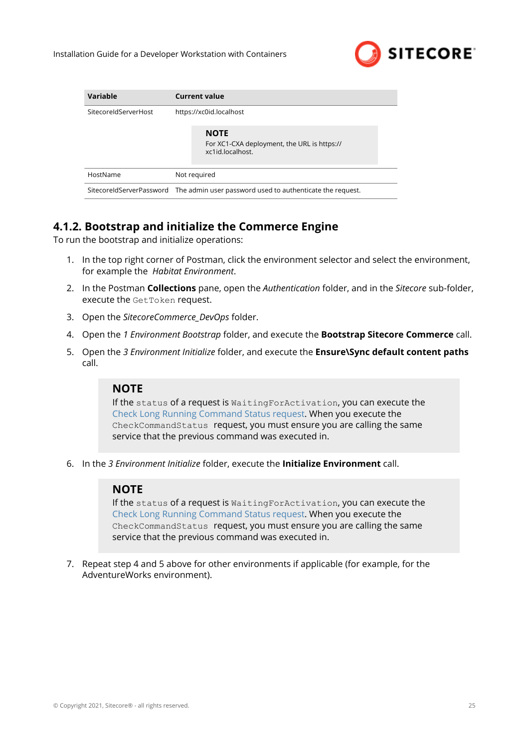| Variable | Current value |
| --- | --- |
| SitecoreIdServerHost | https://xc0id.localhost<br><br>**NOTE**<br>For XC1-CXA deployment, the URL is https://xc1id.localhost. |
| HostName | Not required |
| SitecoreIdServerPassword | The admin user password used to authenticate the request. |

### 4.1.2. Bootstrap and initialize the Commerce Engine

To run the bootstrap and initialize operations:

1. In the top right corner of Postman, click the environment selector and select the environment, for example the *Habitat Environment*.
2. In the Postman **Collections** pane, open the *Authentication* folder, and in the *Sitecore* sub-folder, execute the `GetToken` request.
3. Open the *SitecoreCommerce_DevOps* folder.
4. Open the *1 Environment Bootstrap* folder, and execute the **Bootstrap Sitecore Commerce** call.
5. Open the *3 Environment Initialize* folder, and execute the **Ensure\Sync default content paths** call.

   > **NOTE**
   > If the `status` of a request is `WaitingForActivation`, you can execute the Check Long Running Command Status request. When you execute the `CheckCommandStatus` request, you must ensure you are calling the same service that the previous command was executed in.

6. In the *3 Environment Initialize* folder, execute the **Initialize Environment** call.

   > **NOTE**
   > If the `status` of a request is `WaitingForActivation`, you can execute the Check Long Running Command Status request. When you execute the `CheckCommandStatus` request, you must ensure you are calling the same service that the previous command was executed in.

7. Repeat step 4 and 5 above for other environments if applicable (for example, for the AdventureWorks environment).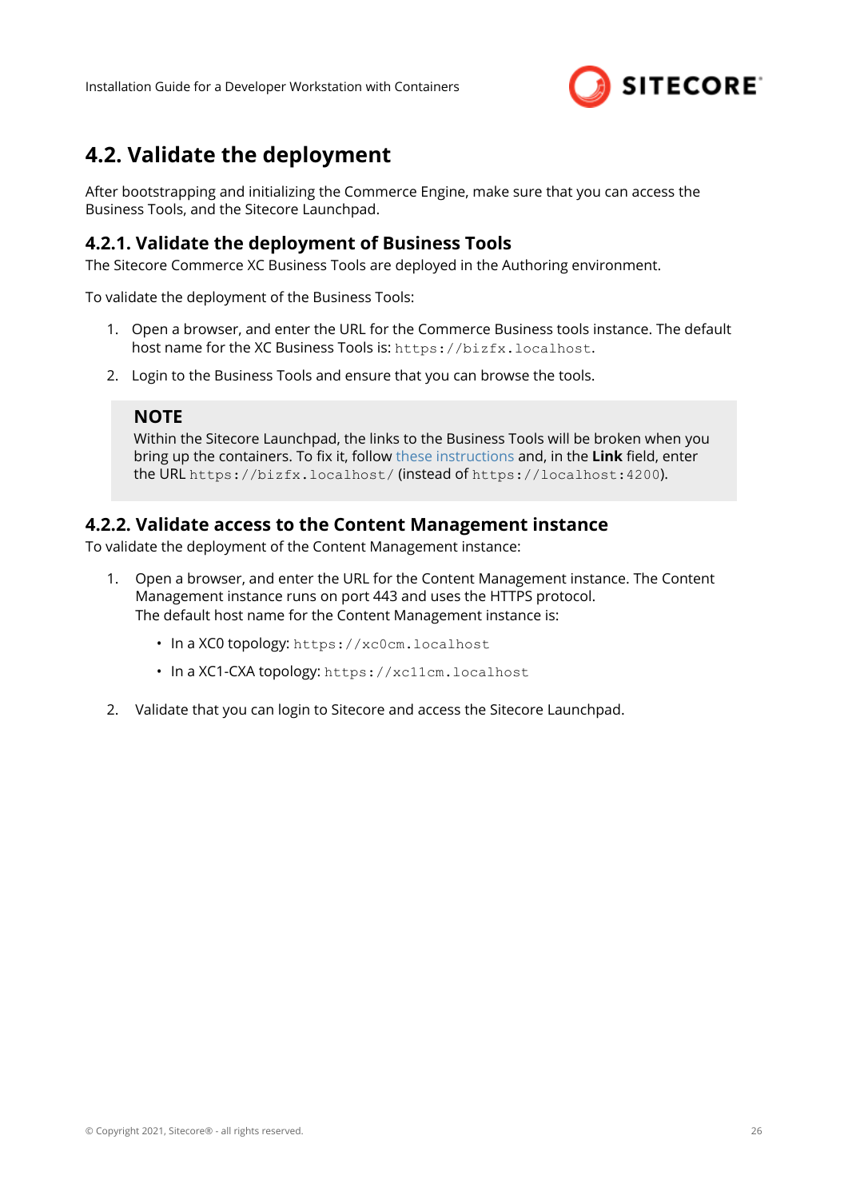## 4.2. Validate the deployment

After bootstrapping and initializing the Commerce Engine, make sure that you can access the Business Tools, and the Sitecore Launchpad.

### 4.2.1. Validate the deployment of Business Tools

The Sitecore Commerce XC Business Tools are deployed in the Authoring environment.

To validate the deployment of the Business Tools:

1. Open a browser, and enter the URL for the Commerce Business tools instance. The default host name for the XC Business Tools is: `https://bizfx.localhost`.
2. Login to the Business Tools and ensure that you can browse the tools.

> **NOTE**
>
> Within the Sitecore Launchpad, the links to the Business Tools will be broken when you bring up the containers. To fix it, follow these instructions and, in the **Link** field, enter the URL `https://bizfx.localhost/` (instead of `https://localhost:4200`).

### 4.2.2. Validate access to the Content Management instance

To validate the deployment of the Content Management instance:

1. Open a browser, and enter the URL for the Content Management instance. The Content Management instance runs on port 443 and uses the HTTPS protocol.
   The default host name for the Content Management instance is:
   - In a XC0 topology: `https://xc0cm.localhost`
   - In a XC1-CXA topology: `https://xc1cm.localhost`
2. Validate that you can login to Sitecore and access the Sitecore Launchpad.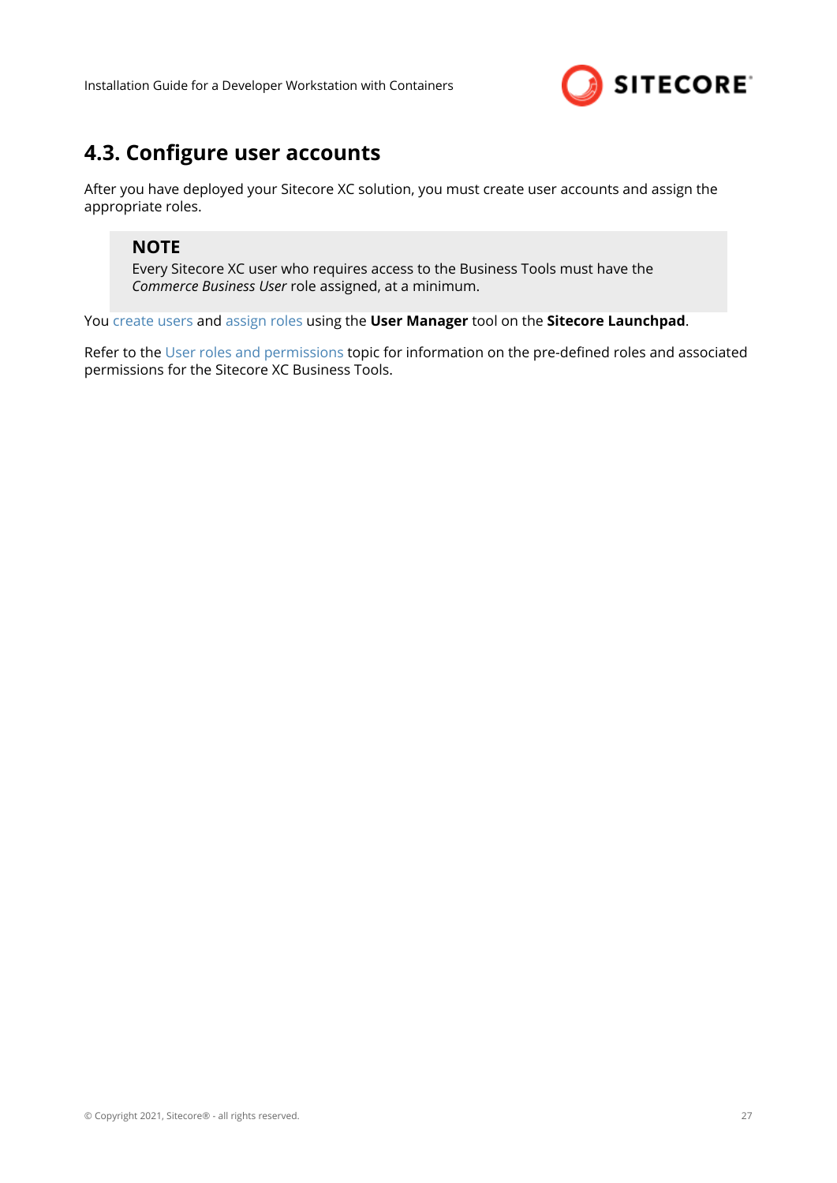## 4.3. Configure user accounts

After you have deployed your Sitecore XC solution, you must create user accounts and assign the appropriate roles.

> **NOTE**
> Every Sitecore XC user who requires access to the Business Tools must have the *Commerce Business User* role assigned, at a minimum.

You create users and assign roles using the **User Manager** tool on the **Sitecore Launchpad**.

Refer to the User roles and permissions topic for information on the pre-defined roles and associated permissions for the Sitecore XC Business Tools.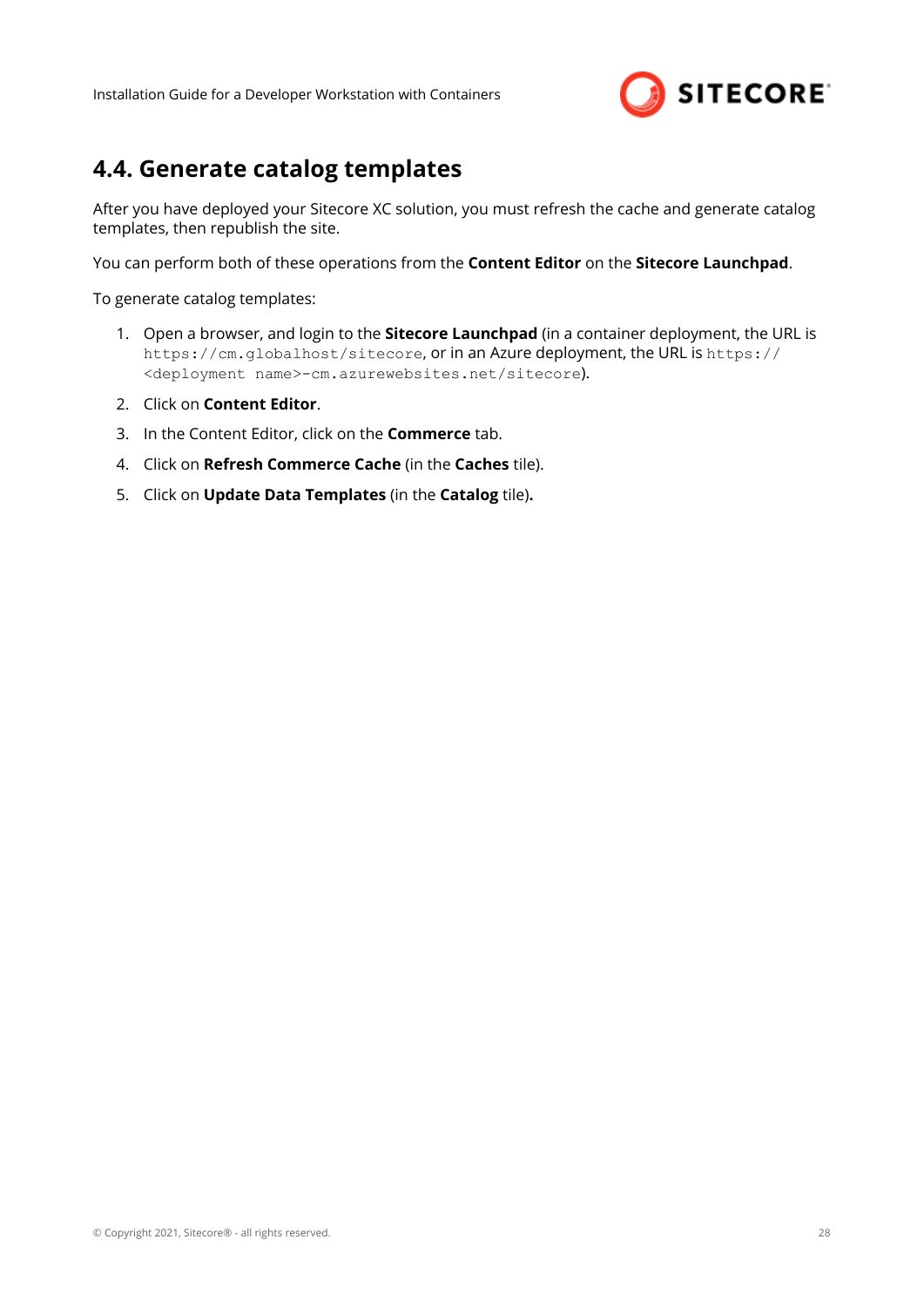## 4.4. Generate catalog templates

After you have deployed your Sitecore XC solution, you must refresh the cache and generate catalog templates, then republish the site.

You can perform both of these operations from the **Content Editor** on the **Sitecore Launchpad**.

To generate catalog templates:

1. Open a browser, and login to the **Sitecore Launchpad** (in a container deployment, the URL is `https://cm.globalhost/sitecore`, or in an Azure deployment, the URL is `https://<deployment name>-cm.azurewebsites.net/sitecore`).
2. Click on **Content Editor**.
3. In the Content Editor, click on the **Commerce** tab.
4. Click on **Refresh Commerce Cache** (in the **Caches** tile).
5. Click on **Update Data Templates** (in the **Catalog** tile)**.**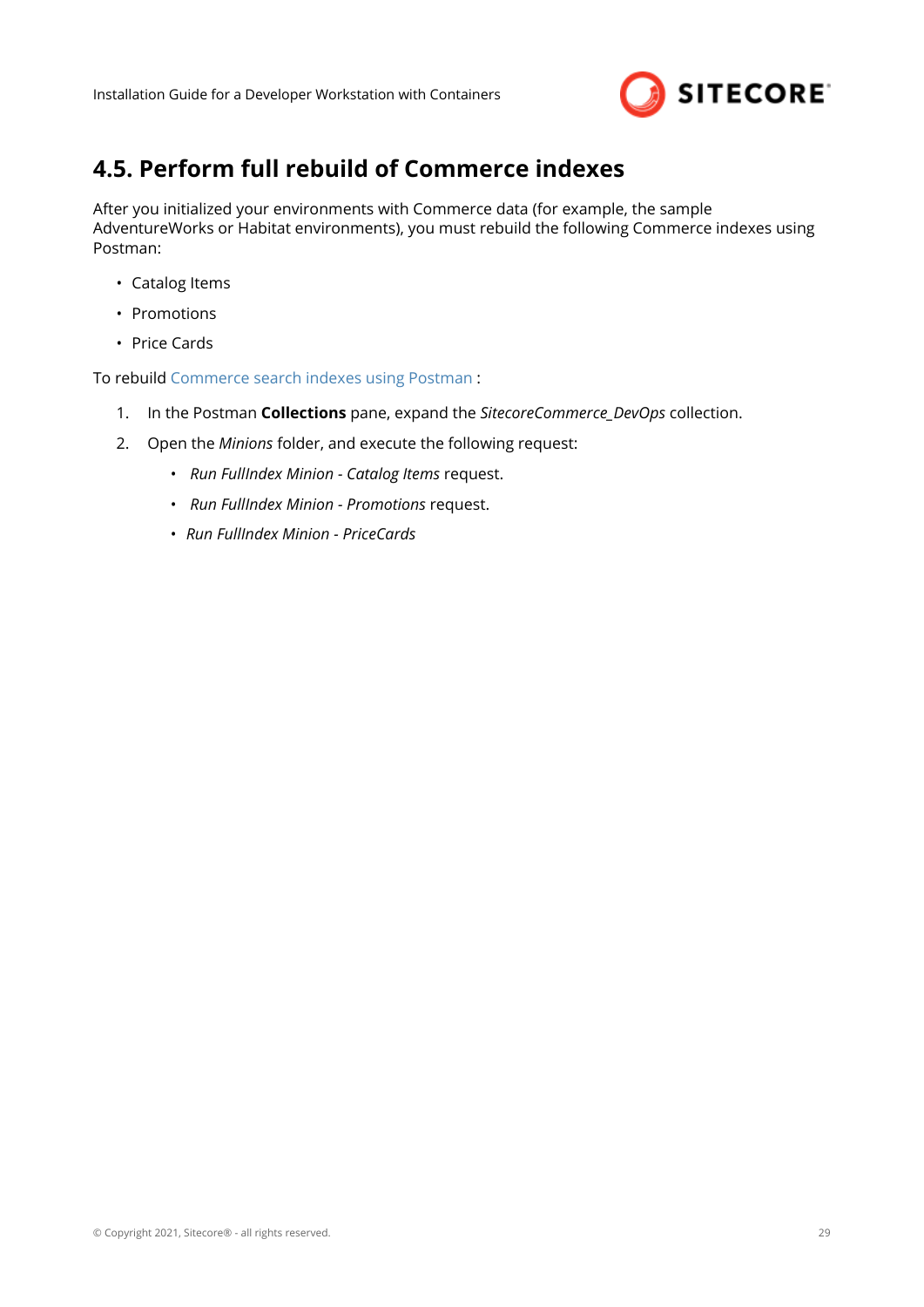## 4.5. Perform full rebuild of Commerce indexes

After you initialized your environments with Commerce data (for example, the sample AdventureWorks or Habitat environments), you must rebuild the following Commerce indexes using Postman:

- Catalog Items
- Promotions
- Price Cards

To rebuild Commerce search indexes using Postman :

1. In the Postman **Collections** pane, expand the *SitecoreCommerce_DevOps* collection.
2. Open the *Minions* folder, and execute the following request:
   - *Run FullIndex Minion - Catalog Items* request.
   - *Run FullIndex Minion - Promotions* request.
   - *Run FullIndex Minion - PriceCards*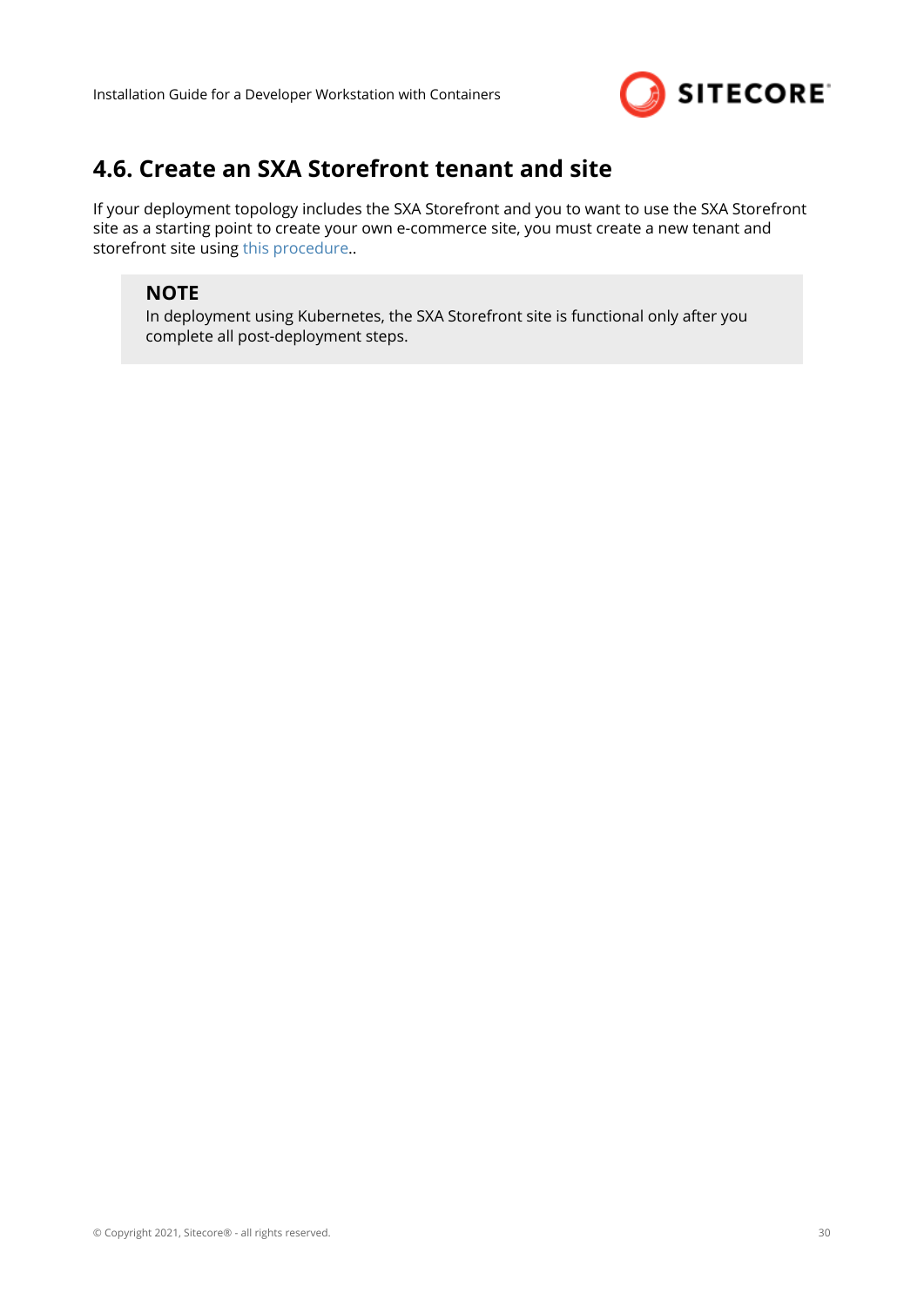## 4.6. Create an SXA Storefront tenant and site

If your deployment topology includes the SXA Storefront and you to want to use the SXA Storefront site as a starting point to create your own e-commerce site, you must create a new tenant and storefront site using this procedure..

> **NOTE**
> In deployment using Kubernetes, the SXA Storefront site is functional only after you complete all post-deployment steps.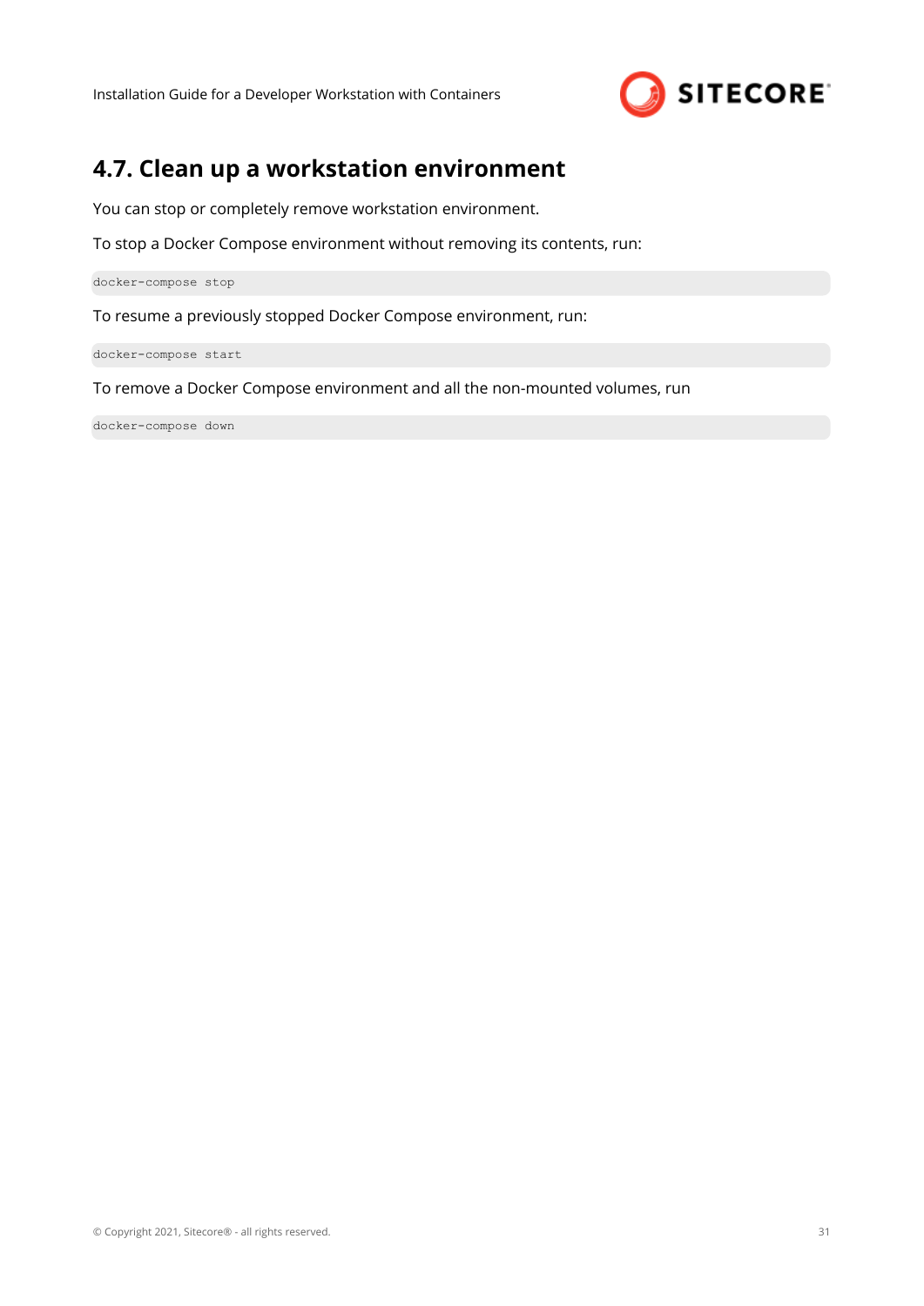## 4.7. Clean up a workstation environment

You can stop or completely remove workstation environment.

To stop a Docker Compose environment without removing its contents, run:

```
docker-compose stop
```

To resume a previously stopped Docker Compose environment, run:

```
docker-compose start
```

To remove a Docker Compose environment and all the non-mounted volumes, run

```
docker-compose down
```